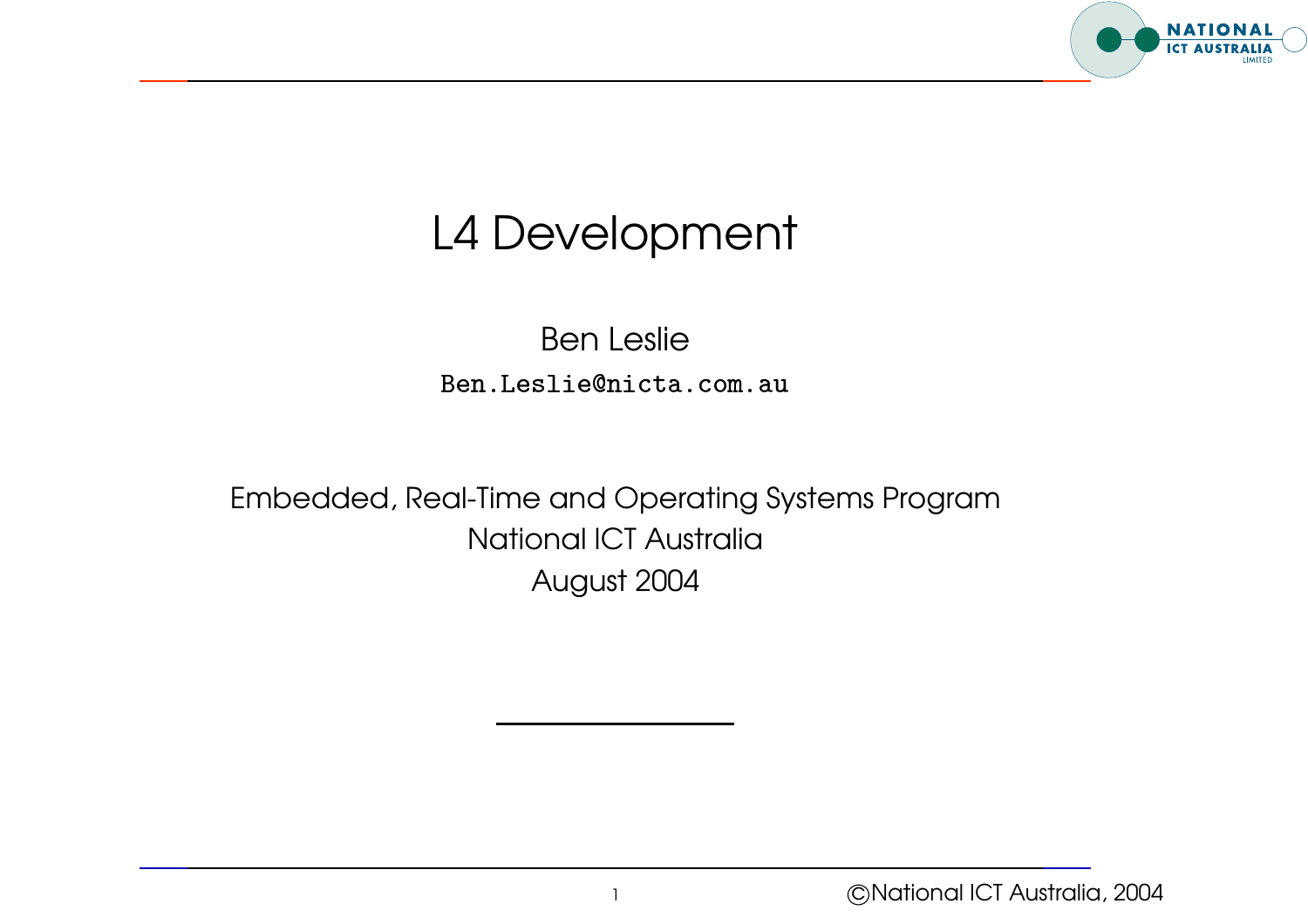# L4 Development

Ben Leslie

`Ben.Leslie@nicta.com.au`

Embedded, Real-Time and Operating Systems Program
National ICT Australia
August 2004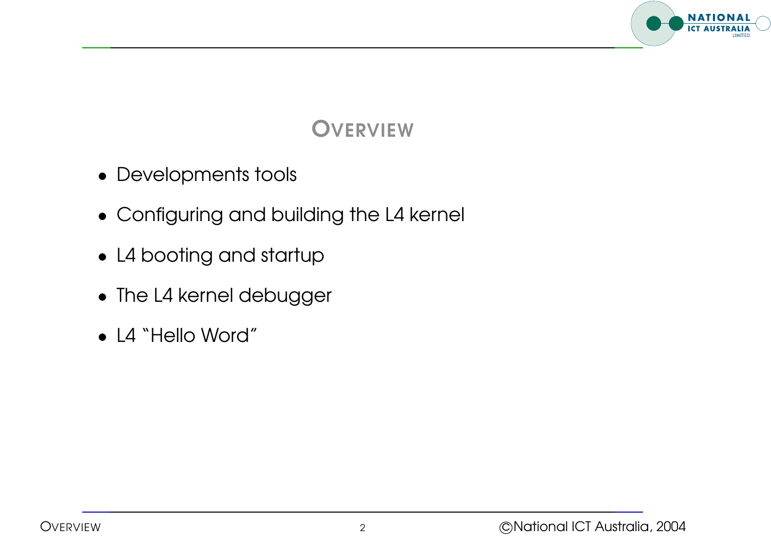# Overview

- Developments tools
- Configuring and building the L4 kernel
- L4 booting and startup
- The L4 kernel debugger
- L4 “Hello Word”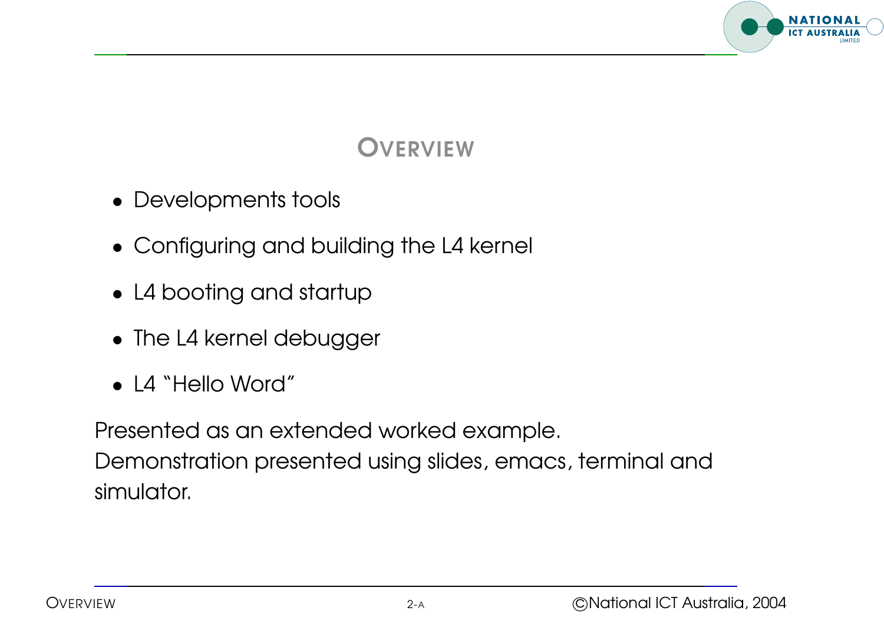# Overview

- Developments tools
- Configuring and building the L4 kernel
- L4 booting and startup
- The L4 kernel debugger
- L4 "Hello Word"

Presented as an extended worked example.
Demonstration presented using slides, emacs, terminal and simulator.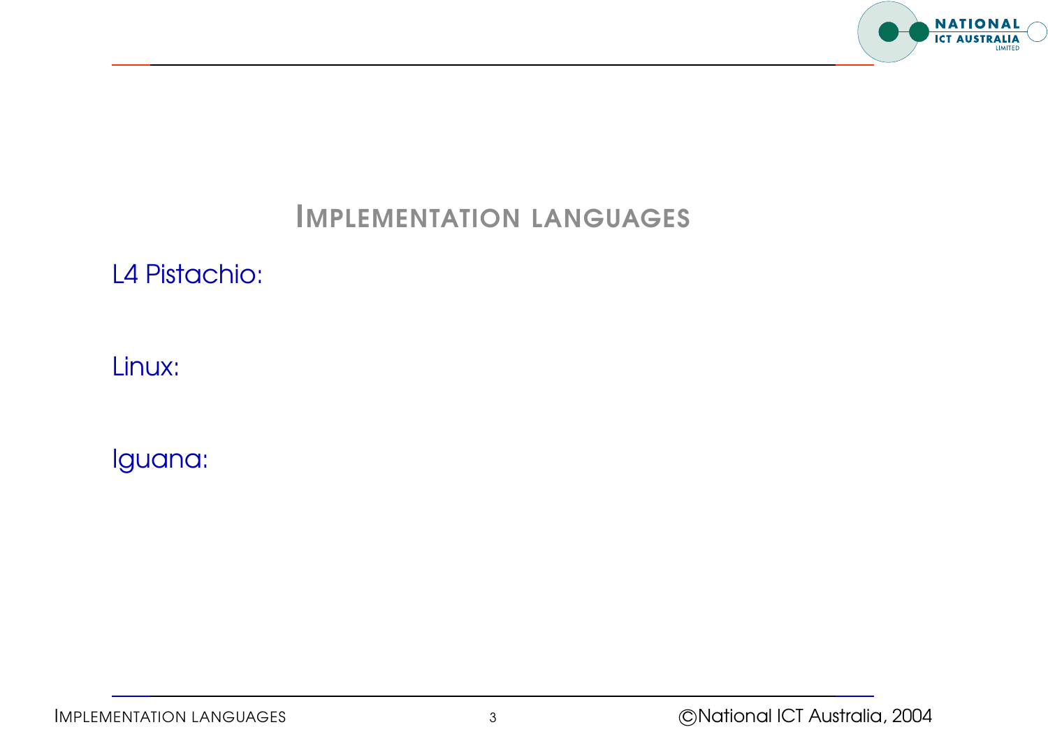# Implementation languages

L4 Pistachio:

Linux:

Iguana: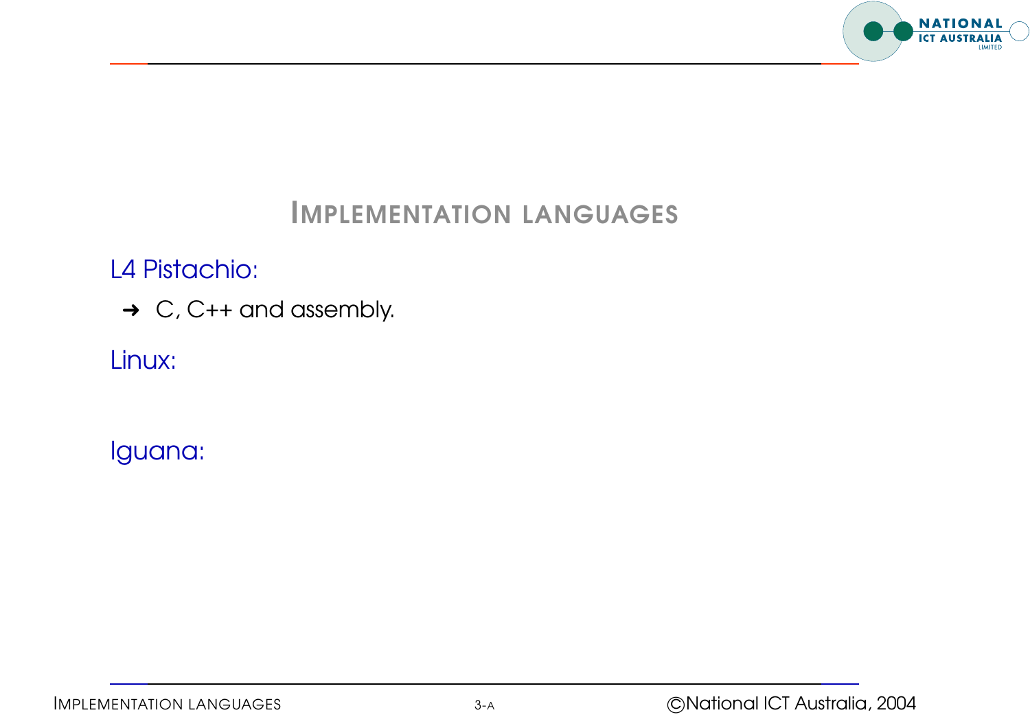# Implementation languages

L4 Pistachio:

- C, C++ and assembly.

Linux:

Iguana: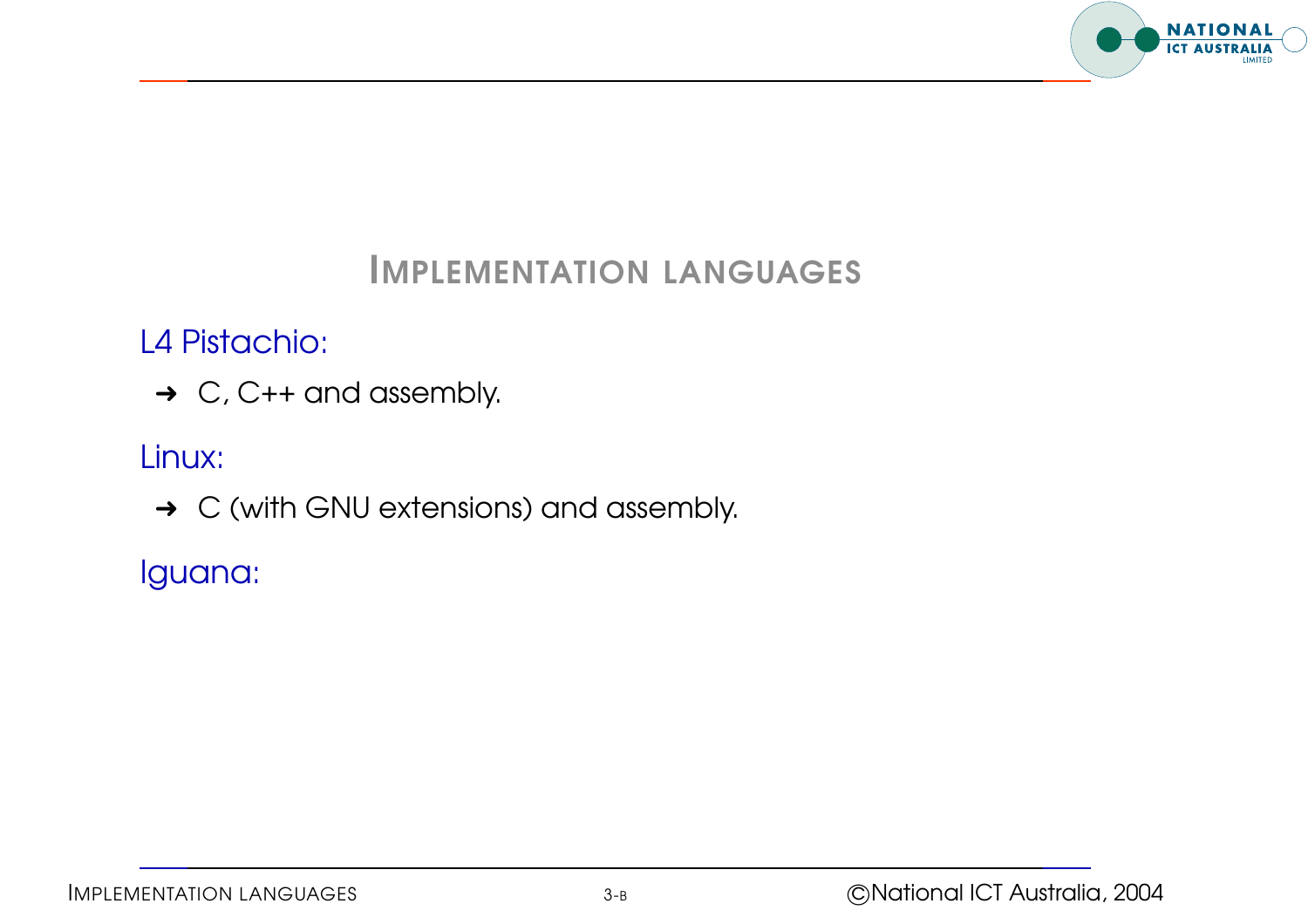# Implementation Languages

L4 Pistachio:

- C, C++ and assembly.

Linux:

- C (with GNU extensions) and assembly.

Iguana: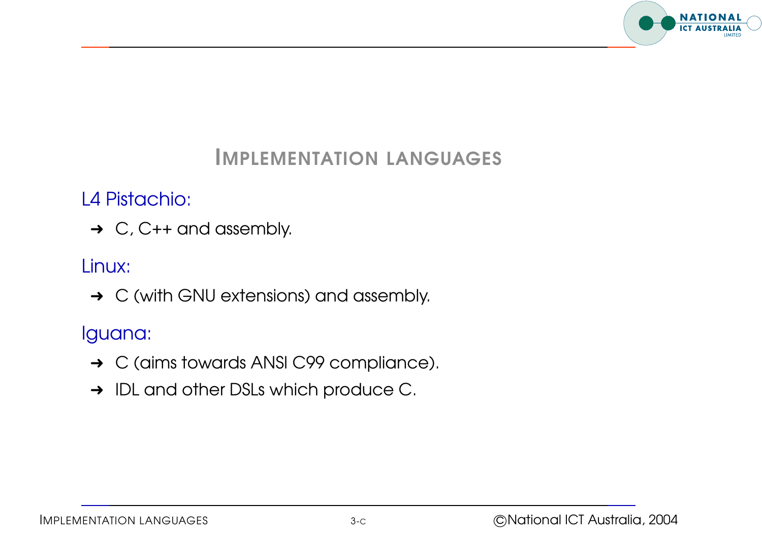# Implementation languages

L4 Pistachio:

- C, C++ and assembly.

Linux:

- C (with GNU extensions) and assembly.

Iguana:

- C (aims towards ANSI C99 compliance).
- IDL and other DSLs which produce C.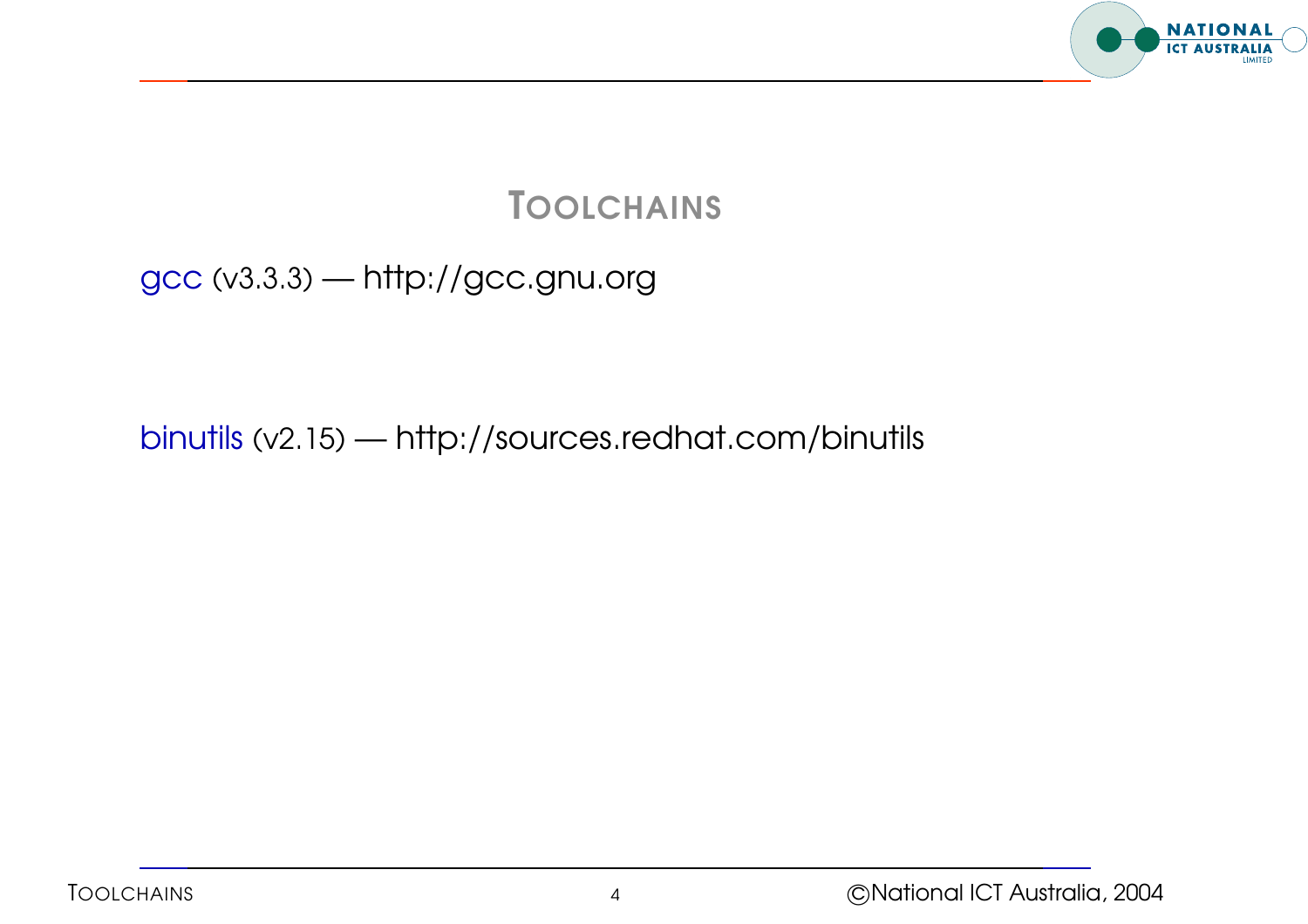# Toolchains

gcc (v3.3.3) — http://gcc.gnu.org

binutils (v2.15) — http://sources.redhat.com/binutils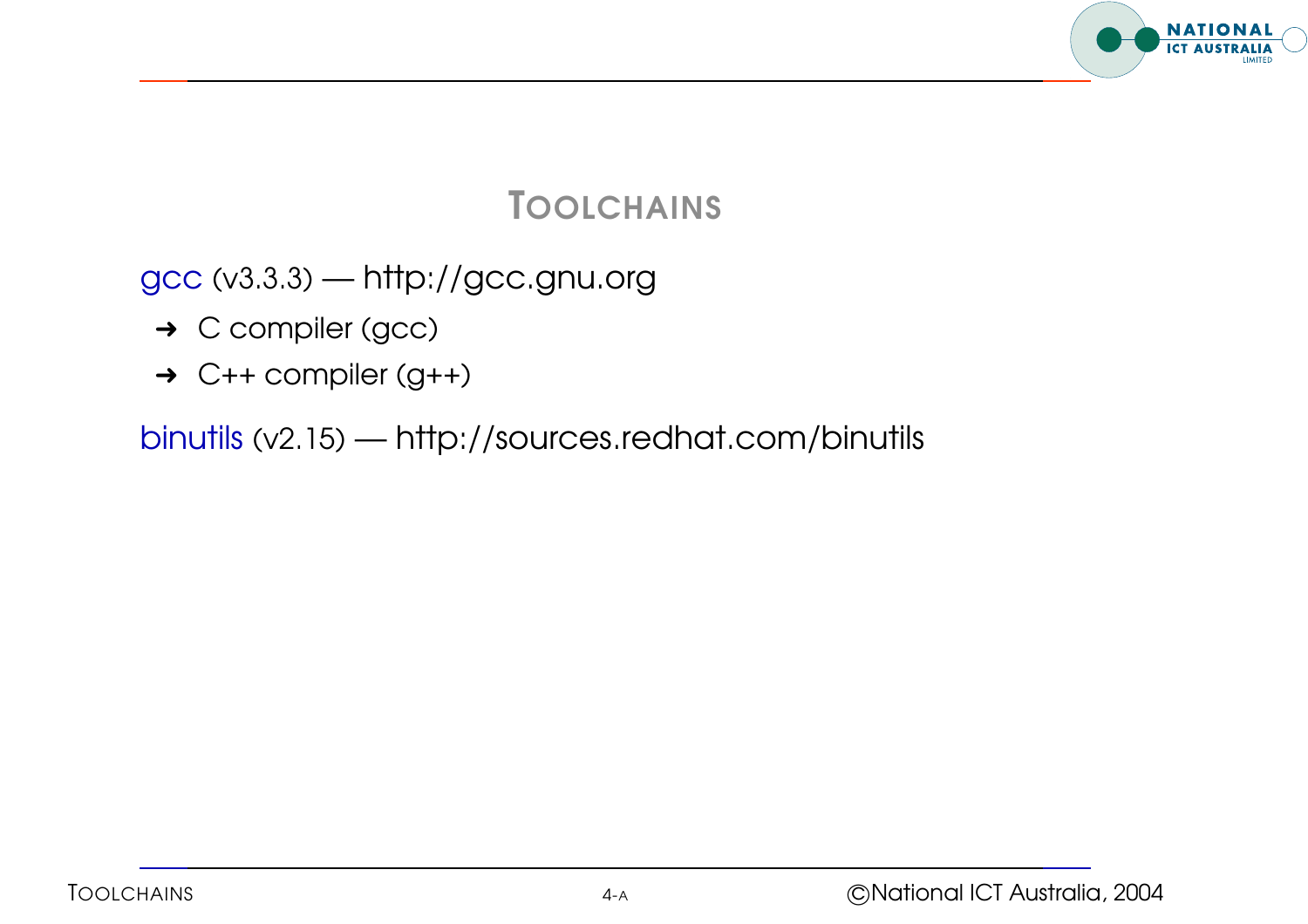# TOOLCHAINS

gcc (v3.3.3) — http://gcc.gnu.org

- ➜ C compiler (gcc)
- ➜ C++ compiler (g++)

binutils (v2.15) — http://sources.redhat.com/binutils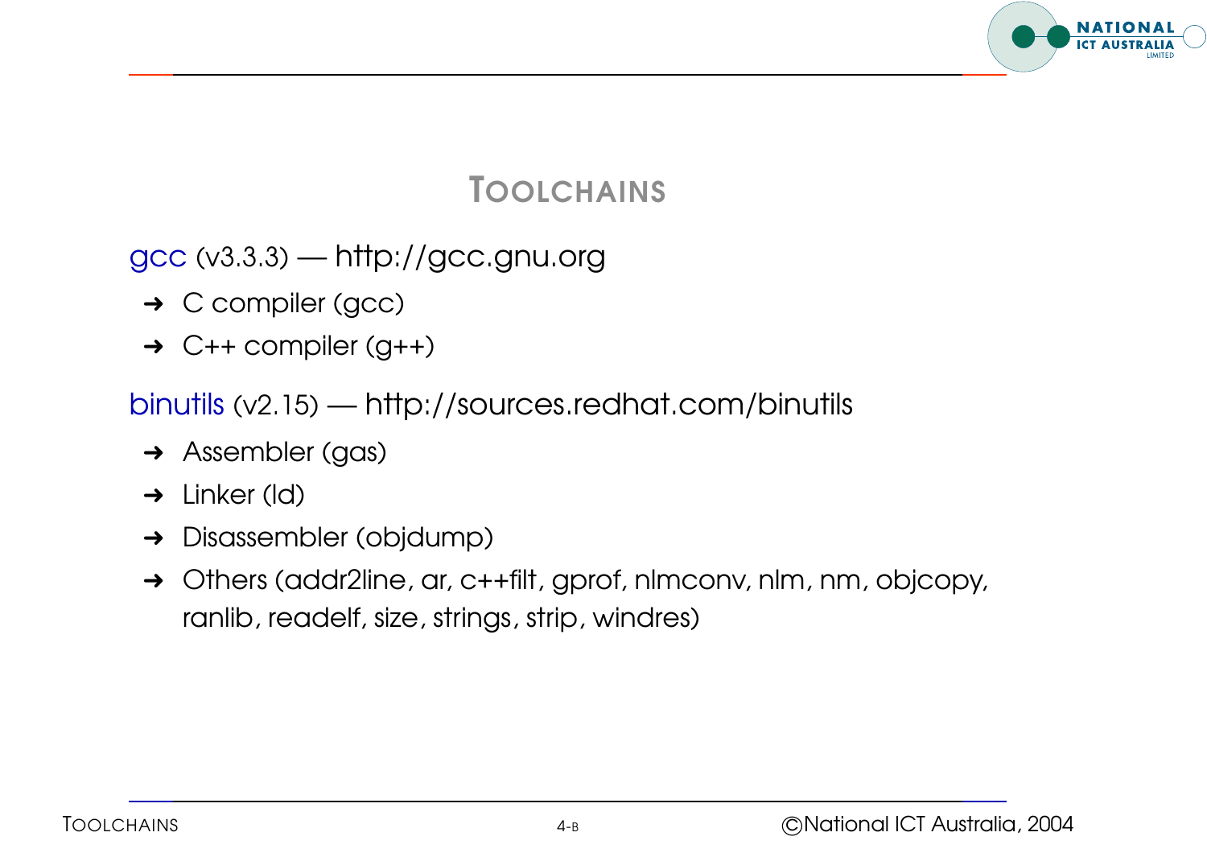# TOOLCHAINS

gcc (v3.3.3) — http://gcc.gnu.org

- ➜ C compiler (gcc)
- ➜ C++ compiler (g++)

binutils (v2.15) — http://sources.redhat.com/binutils

- ➜ Assembler (gas)
- ➜ Linker (ld)
- ➜ Disassembler (objdump)
- ➜ Others (addr2line, ar, c++filt, gprof, nlmconv, nlm, nm, objcopy, ranlib, readelf, size, strings, strip, windres)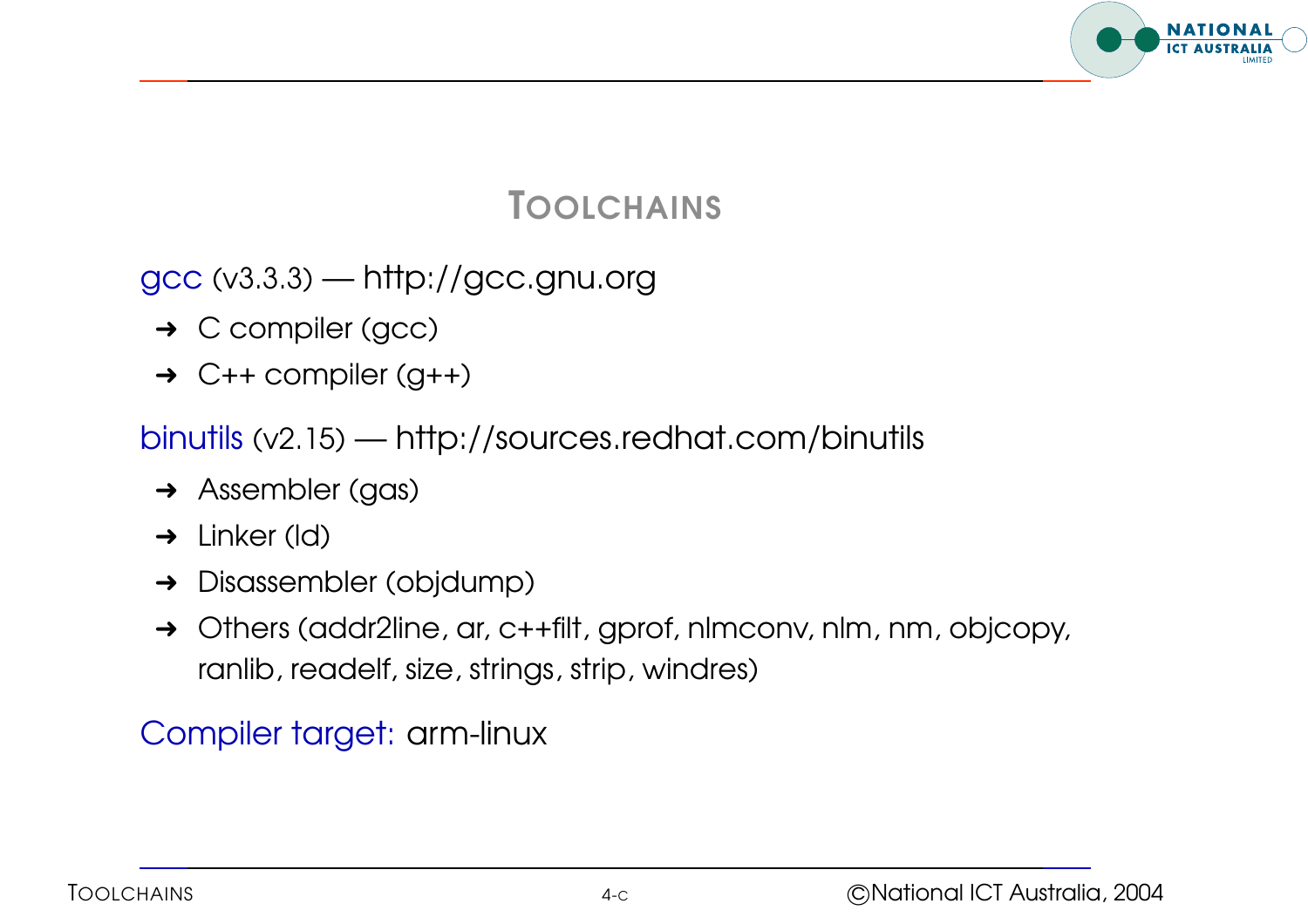# TOOLCHAINS

gcc (v3.3.3) — http://gcc.gnu.org

- ➜ C compiler (gcc)
- ➜ C++ compiler (g++)

binutils (v2.15) — http://sources.redhat.com/binutils

- ➜ Assembler (gas)
- ➜ Linker (ld)
- ➜ Disassembler (objdump)
- ➜ Others (addr2line, ar, c++filt, gprof, nlmconv, nlm, nm, objcopy, ranlib, readelf, size, strings, strip, windres)

Compiler target: arm-linux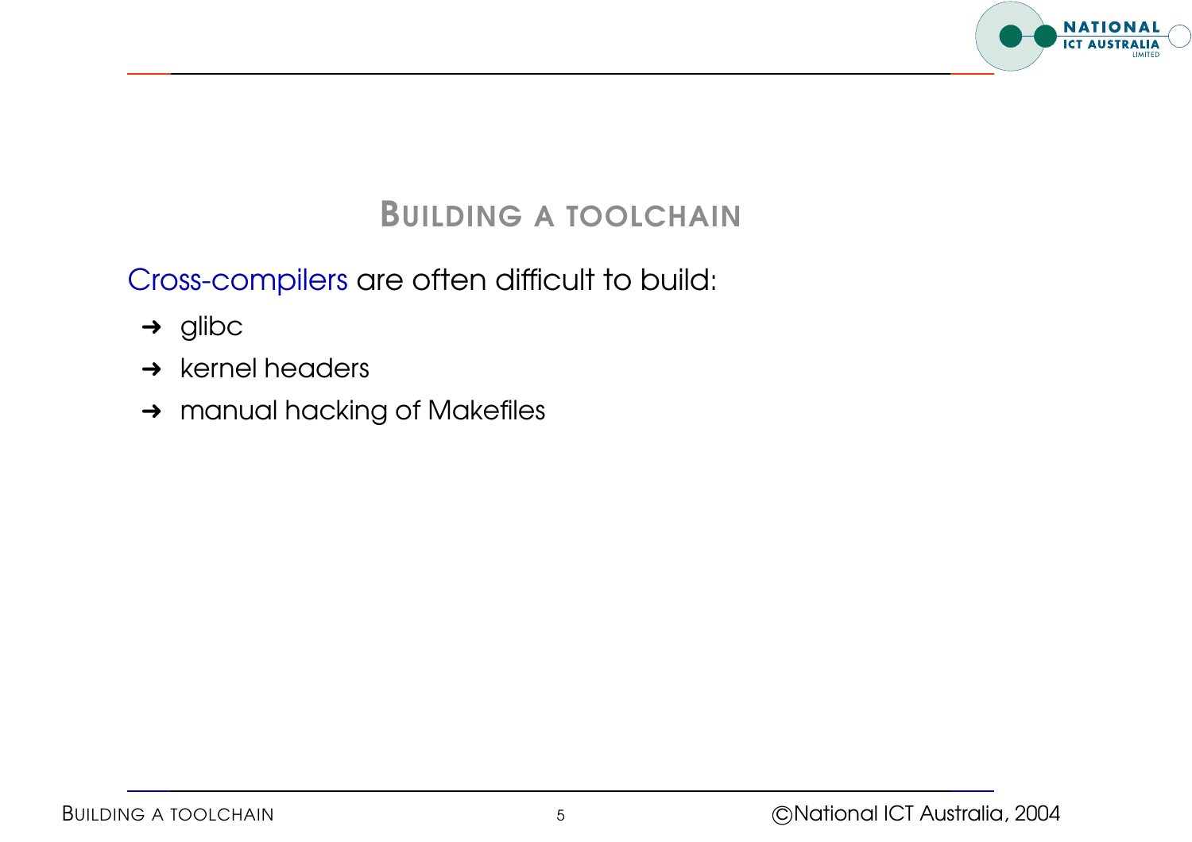# Building a Toolchain

Cross-compilers are often difficult to build:

- glibc
- kernel headers
- manual hacking of Makefiles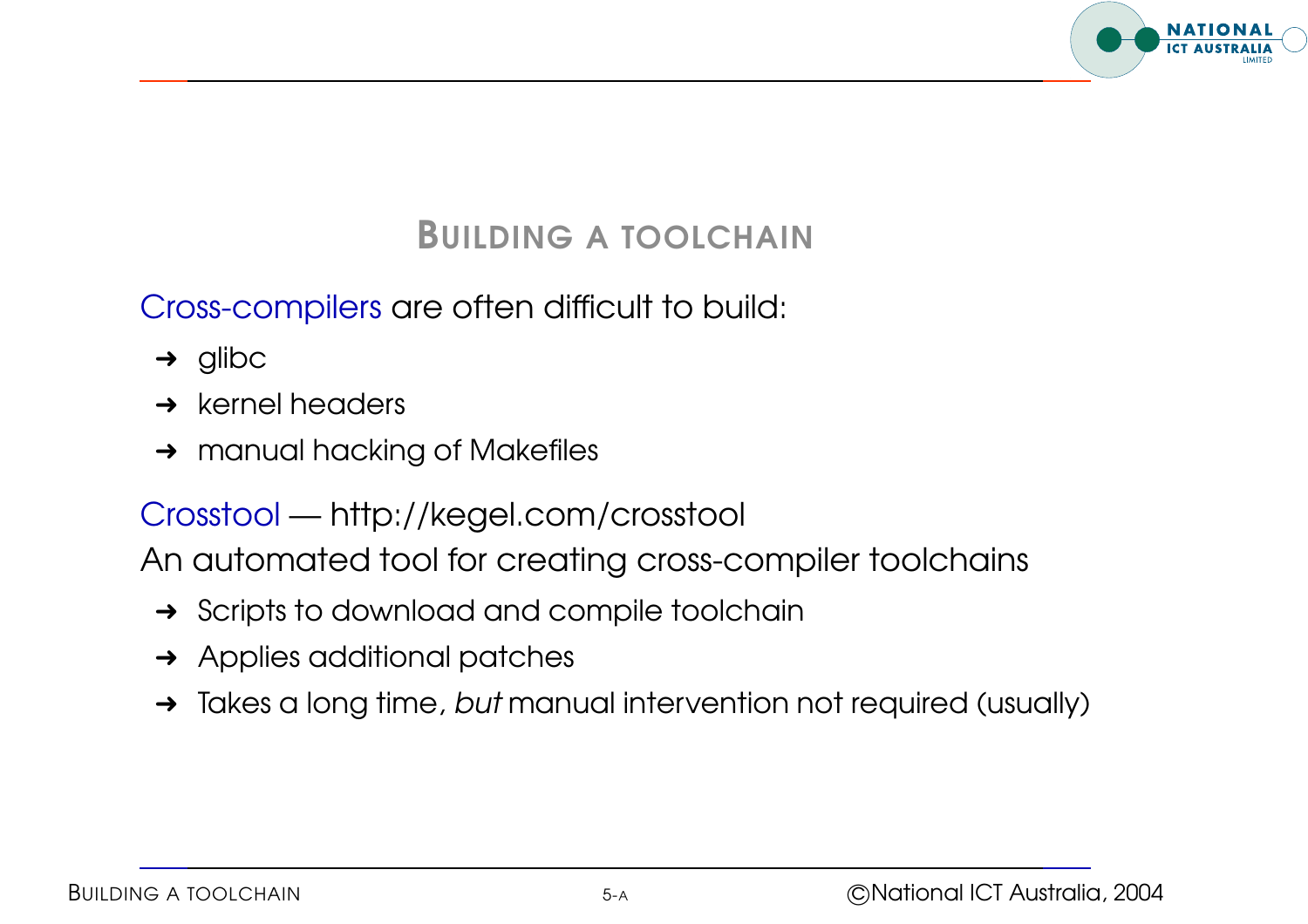# Building a toolchain

Cross-compilers are often difficult to build:

- glibc
- kernel headers
- manual hacking of Makefiles

Crosstool — http://kegel.com/crosstool

An automated tool for creating cross-compiler toolchains

- Scripts to download and compile toolchain
- Applies additional patches
- Takes a long time, *but* manual intervention not required (usually)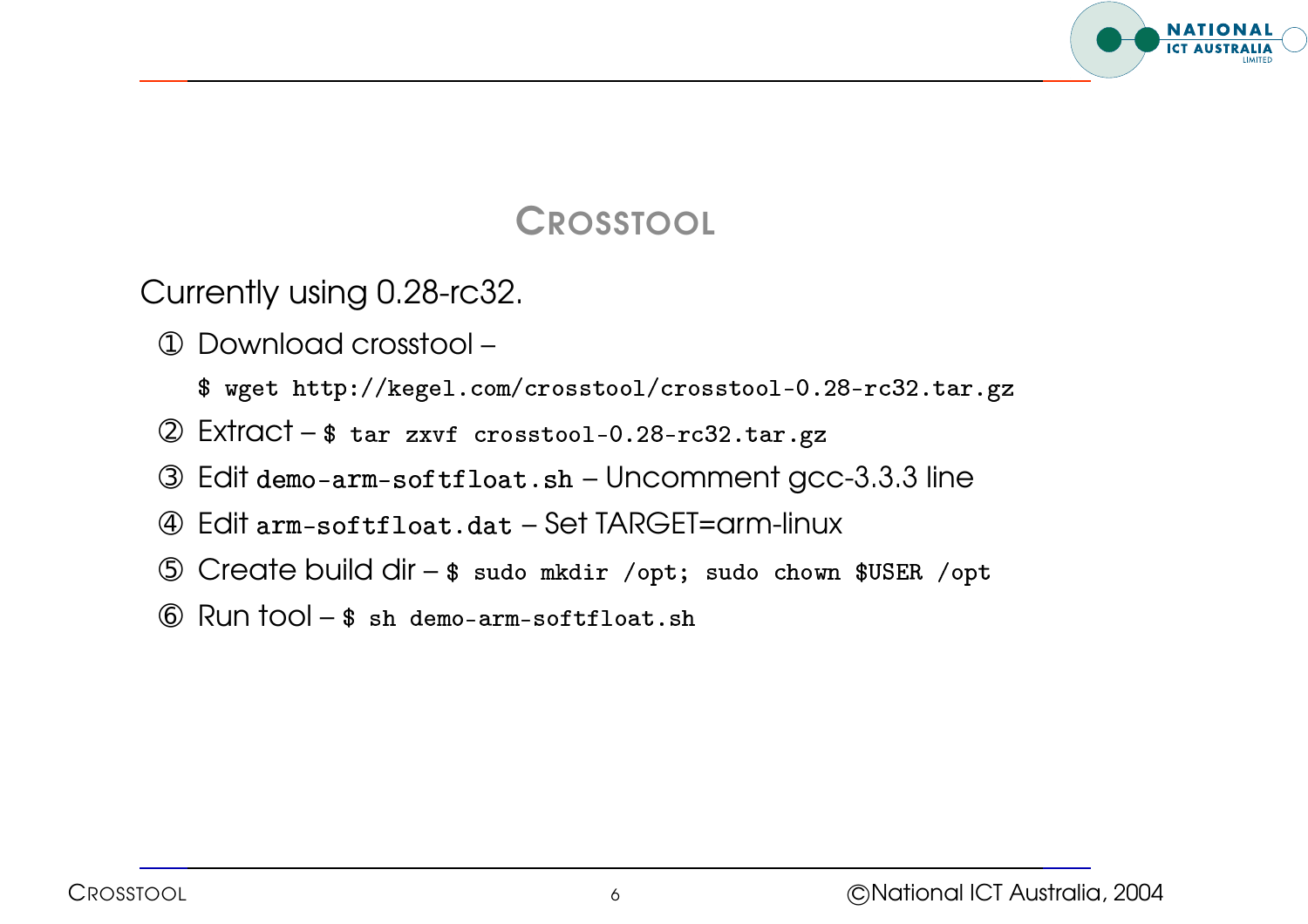# Crosstool

Currently using 0.28-rc32.

① Download crosstool –

`$ wget http://kegel.com/crosstool/crosstool-0.28-rc32.tar.gz`

② Extract – `$ tar zxvf crosstool-0.28-rc32.tar.gz`

③ Edit `demo-arm-softfloat.sh` – Uncomment gcc-3.3.3 line

④ Edit `arm-softfloat.dat` – Set TARGET=arm-linux

⑤ Create build dir – `$ sudo mkdir /opt; sudo chown $USER /opt`

⑥ Run tool – `$ sh demo-arm-softfloat.sh`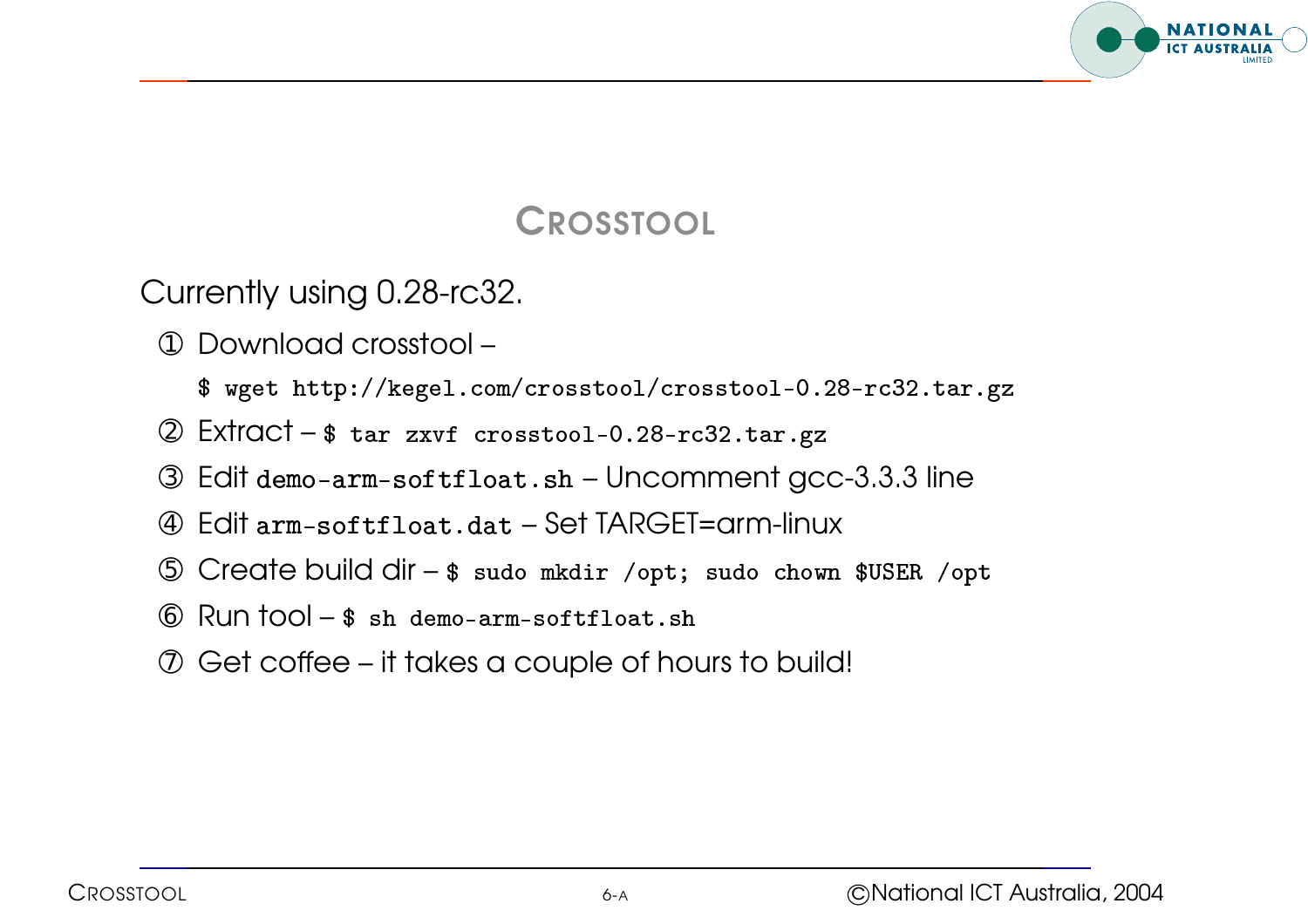# CROSSTOOL

Currently using 0.28-rc32.

1. Download crosstool –
   `$ wget http://kegel.com/crosstool/crosstool-0.28-rc32.tar.gz`
2. Extract – `$ tar zxvf crosstool-0.28-rc32.tar.gz`
3. Edit `demo-arm-softfloat.sh` – Uncomment gcc-3.3.3 line
4. Edit `arm-softfloat.dat` – Set TARGET=arm-linux
5. Create build dir – `$ sudo mkdir /opt; sudo chown $USER /opt`
6. Run tool – `$ sh demo-arm-softfloat.sh`
7. Get coffee – it takes a couple of hours to build!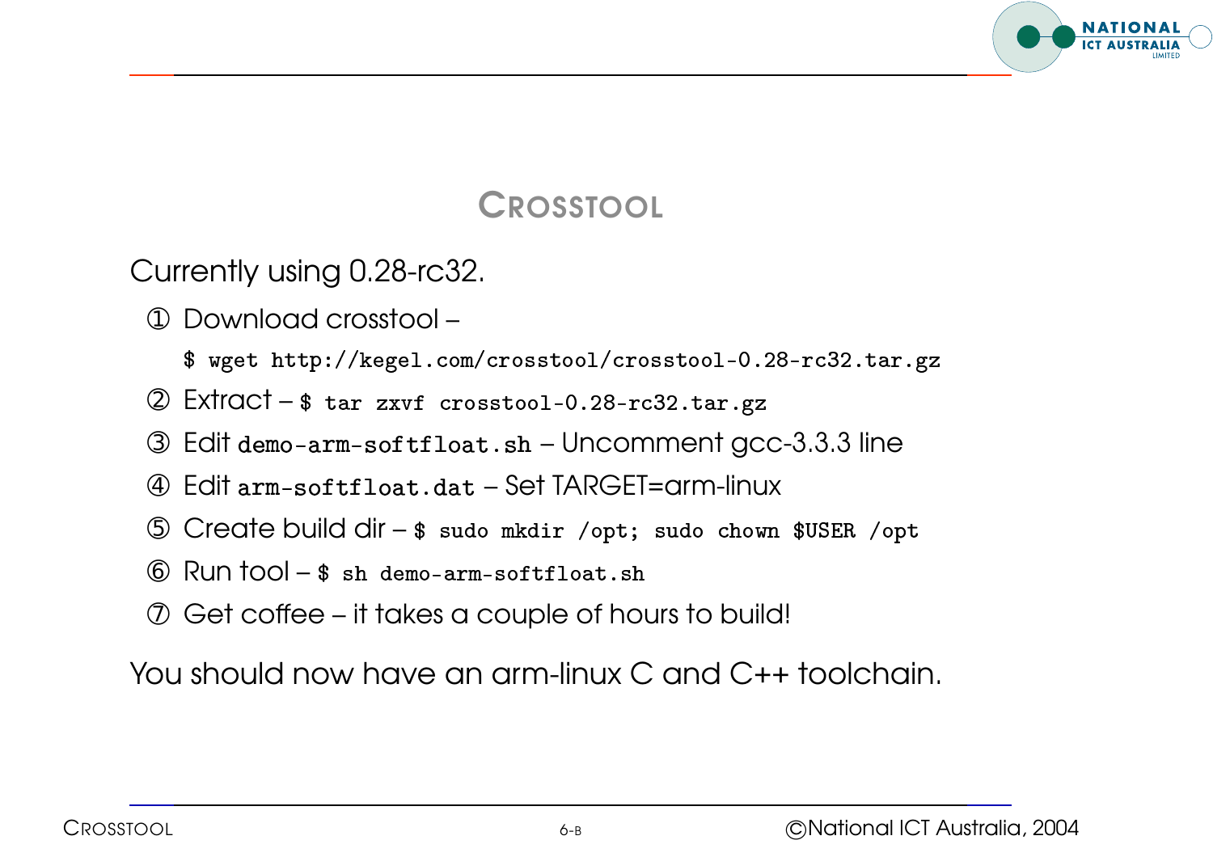# Crosstool

Currently using 0.28-rc32.

1. Download crosstool –
   `$ wget http://kegel.com/crosstool/crosstool-0.28-rc32.tar.gz`
2. Extract – `$ tar zxvf crosstool-0.28-rc32.tar.gz`
3. Edit `demo-arm-softfloat.sh` – Uncomment gcc-3.3.3 line
4. Edit `arm-softfloat.dat` – Set TARGET=arm-linux
5. Create build dir – `$ sudo mkdir /opt; sudo chown $USER /opt`
6. Run tool – `$ sh demo-arm-softfloat.sh`
7. Get coffee – it takes a couple of hours to build!

You should now have an arm-linux C and C++ toolchain.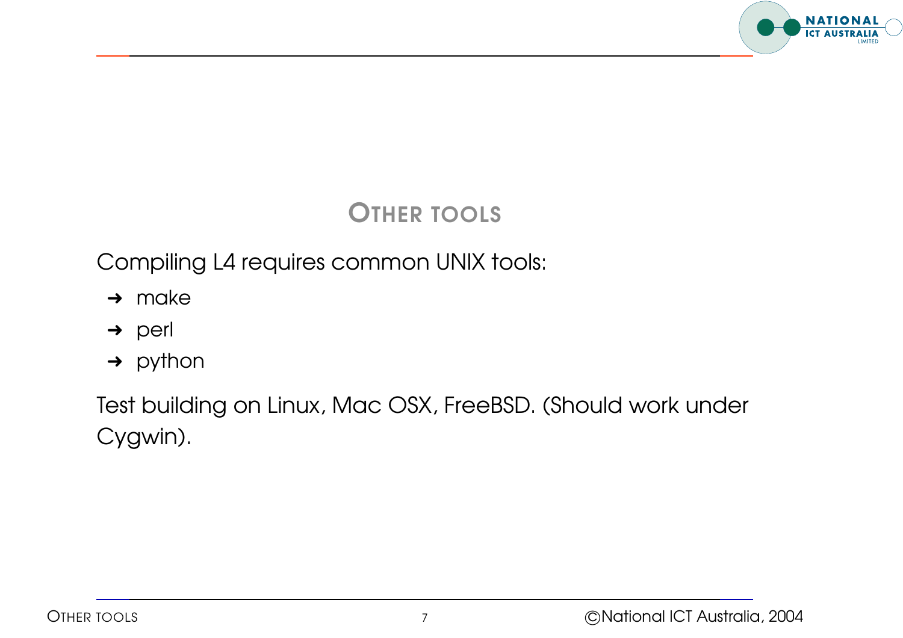# Other tools

Compiling L4 requires common UNIX tools:

- make
- perl
- python

Test building on Linux, Mac OSX, FreeBSD. (Should work under Cygwin).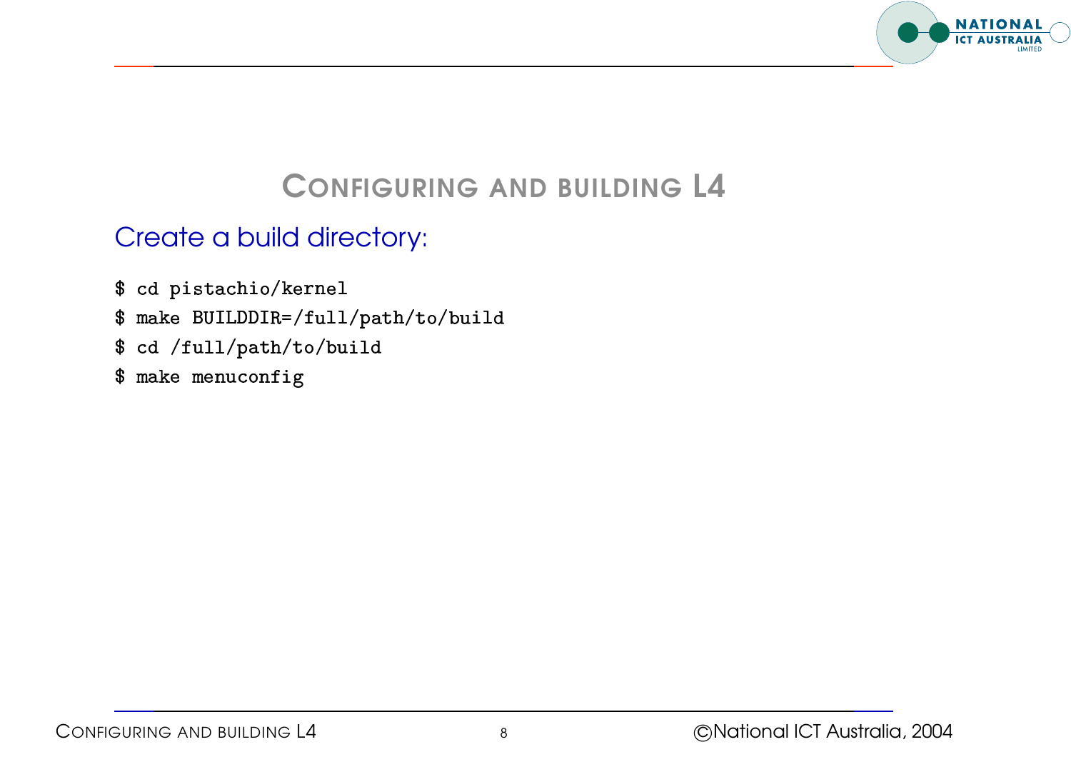# Configuring and building L4

Create a build directory:

```
$ cd pistachio/kernel
$ make BUILDDIR=/full/path/to/build
$ cd /full/path/to/build
$ make menuconfig
```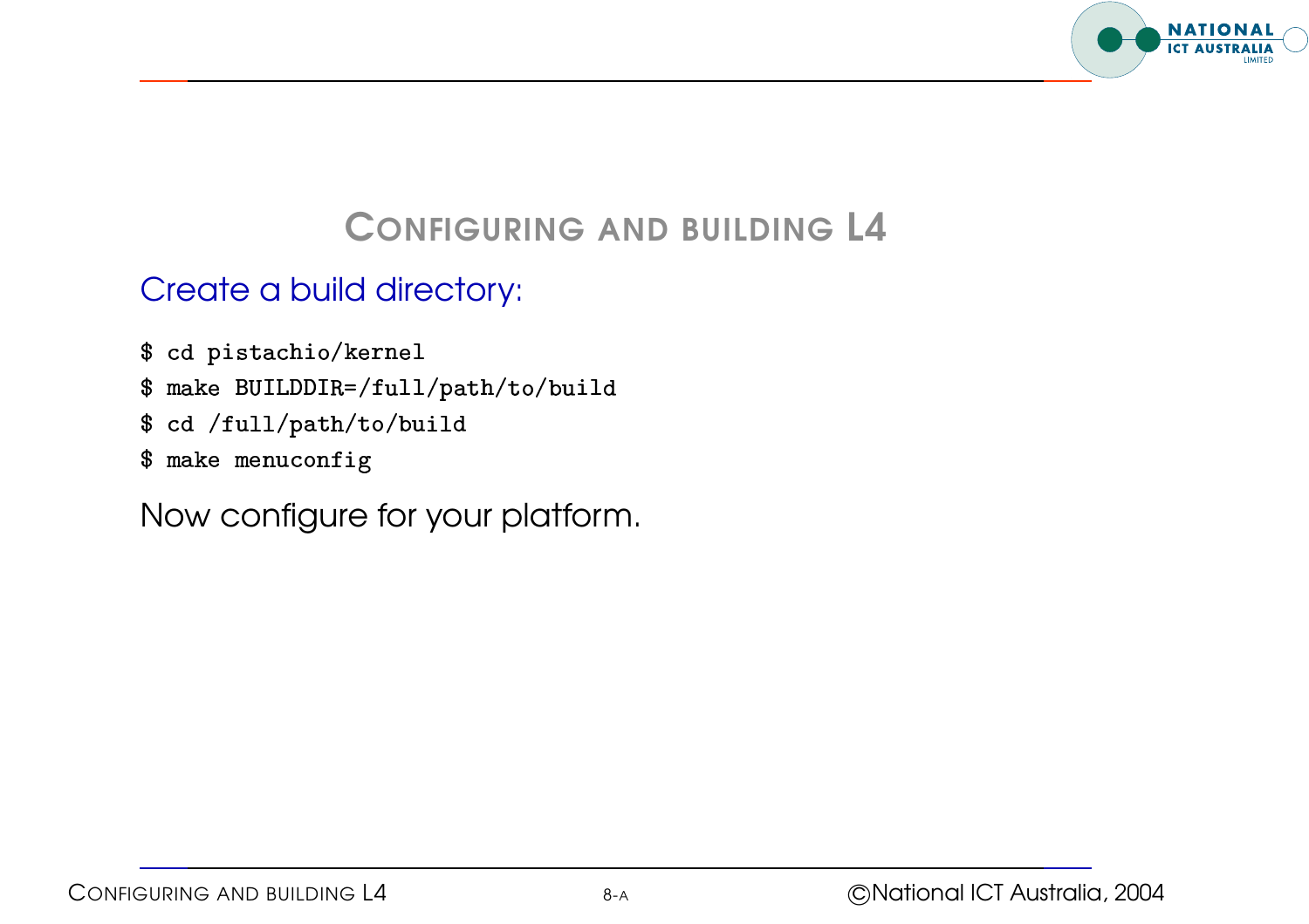# Configuring and building L4

Create a build directory:

```
$ cd pistachio/kernel
$ make BUILDDIR=/full/path/to/build
$ cd /full/path/to/build
$ make menuconfig
```

Now configure for your platform.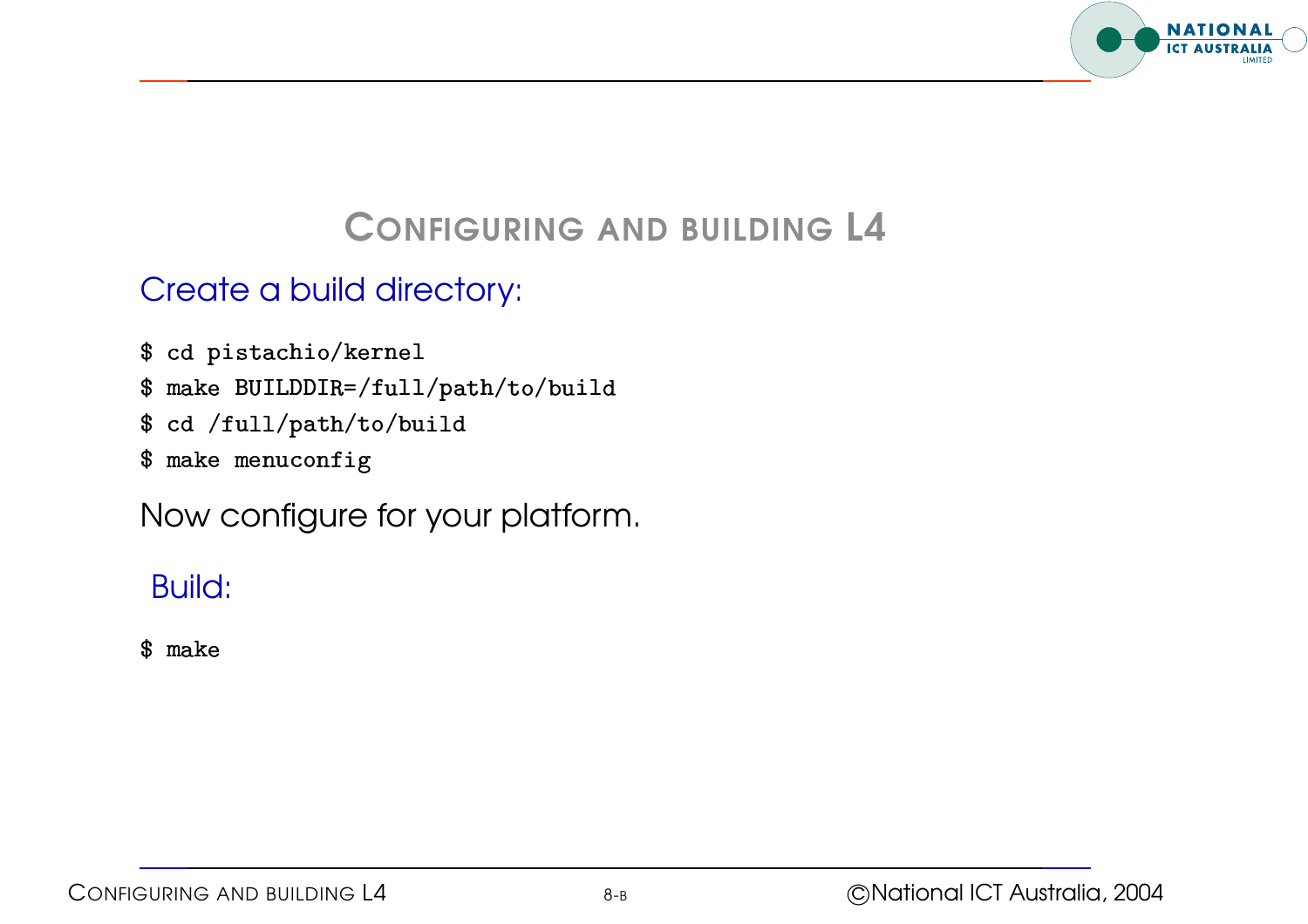# Configuring and building L4

## Create a build directory:

```
$ cd pistachio/kernel
$ make BUILDDIR=/full/path/to/build
$ cd /full/path/to/build
$ make menuconfig
```

Now configure for your platform.

## Build:

```
$ make
```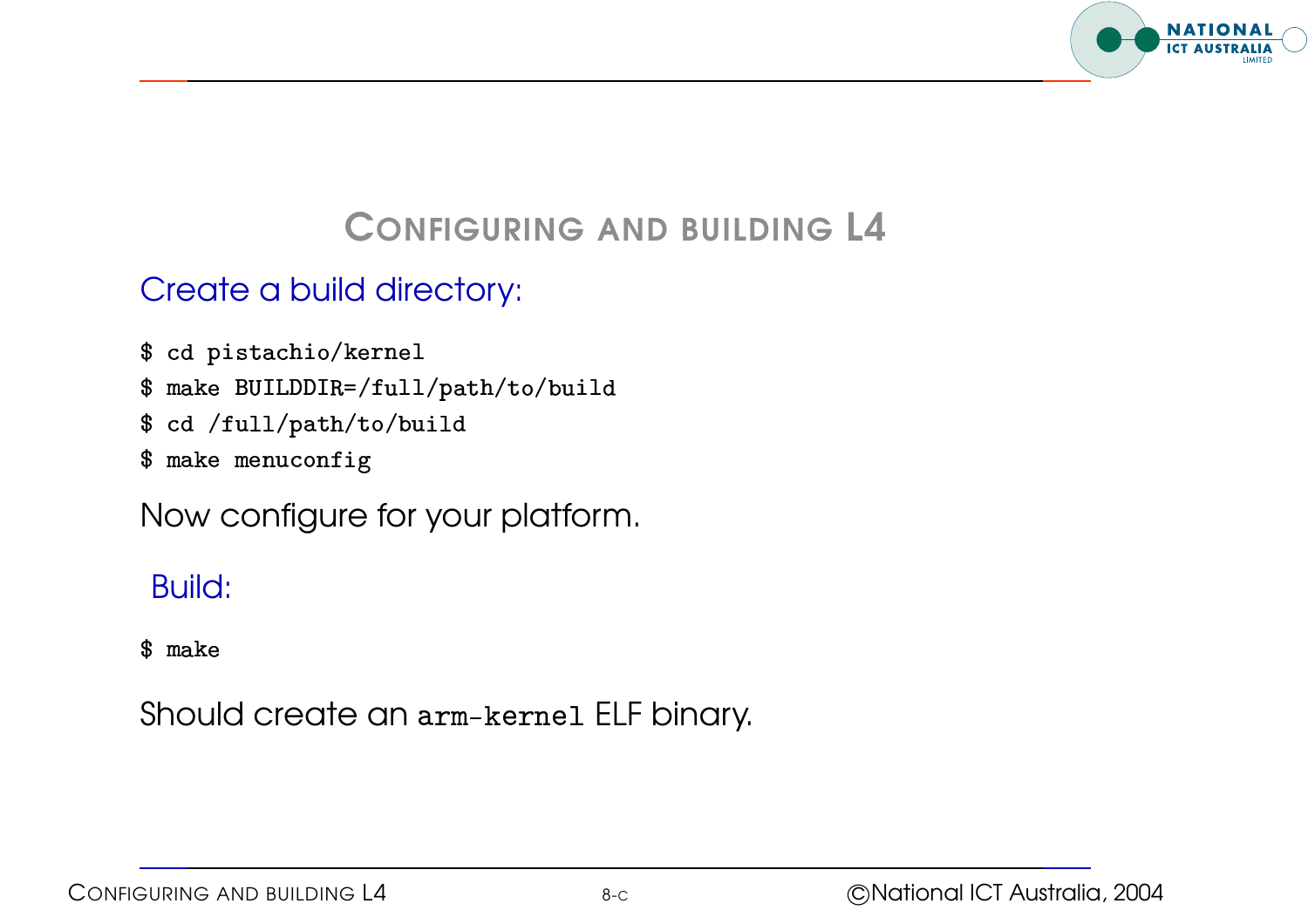# Configuring and building L4

## Create a build directory:

```
$ cd pistachio/kernel
$ make BUILDDIR=/full/path/to/build
$ cd /full/path/to/build
$ make menuconfig
```

Now configure for your platform.

## Build:

```
$ make
```

Should create an `arm-kernel` ELF binary.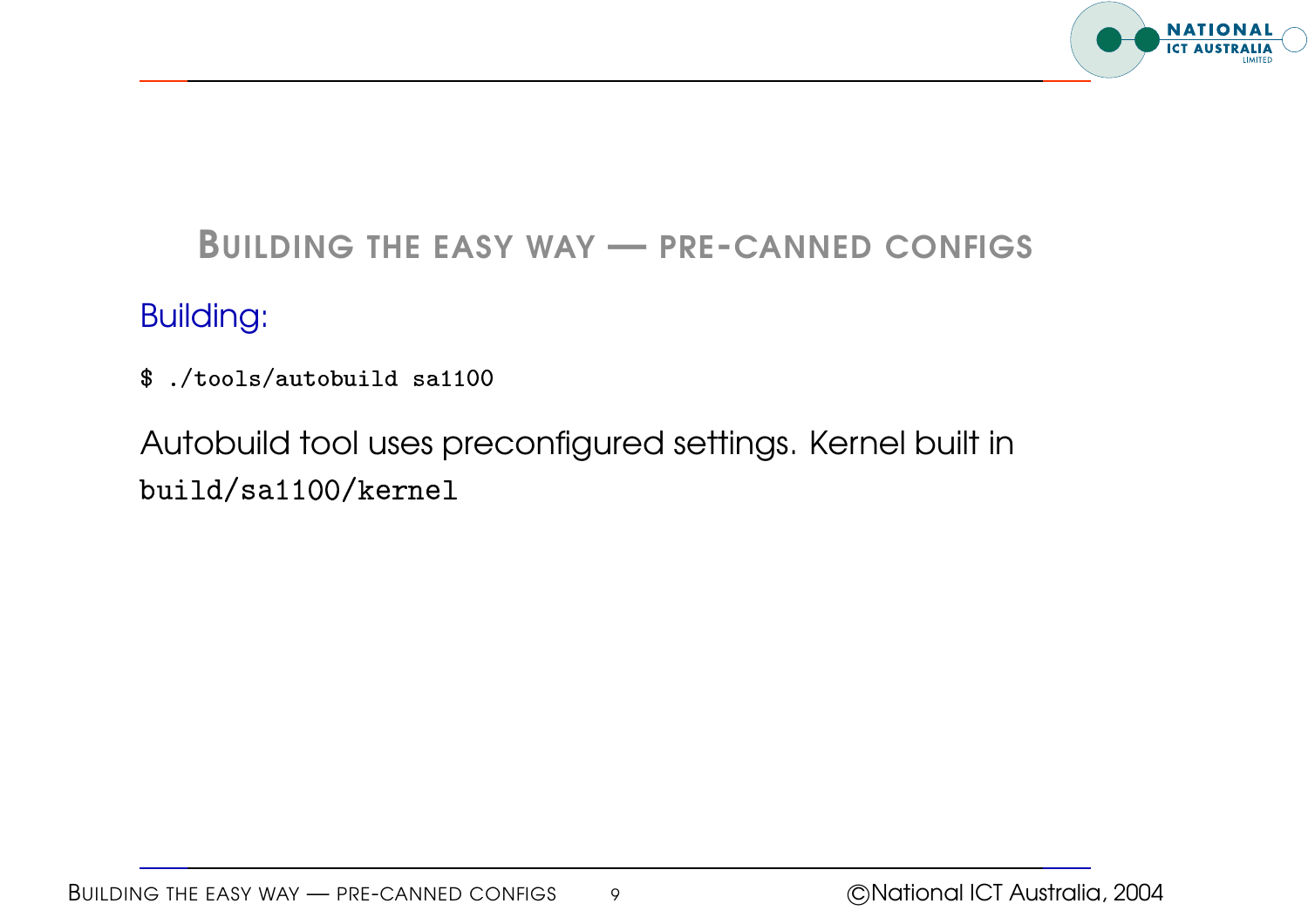## Building the easy way — pre-canned configs

Building:

```
$ ./tools/autobuild sa1100
```

Autobuild tool uses preconfigured settings. Kernel built in `build/sa1100/kernel`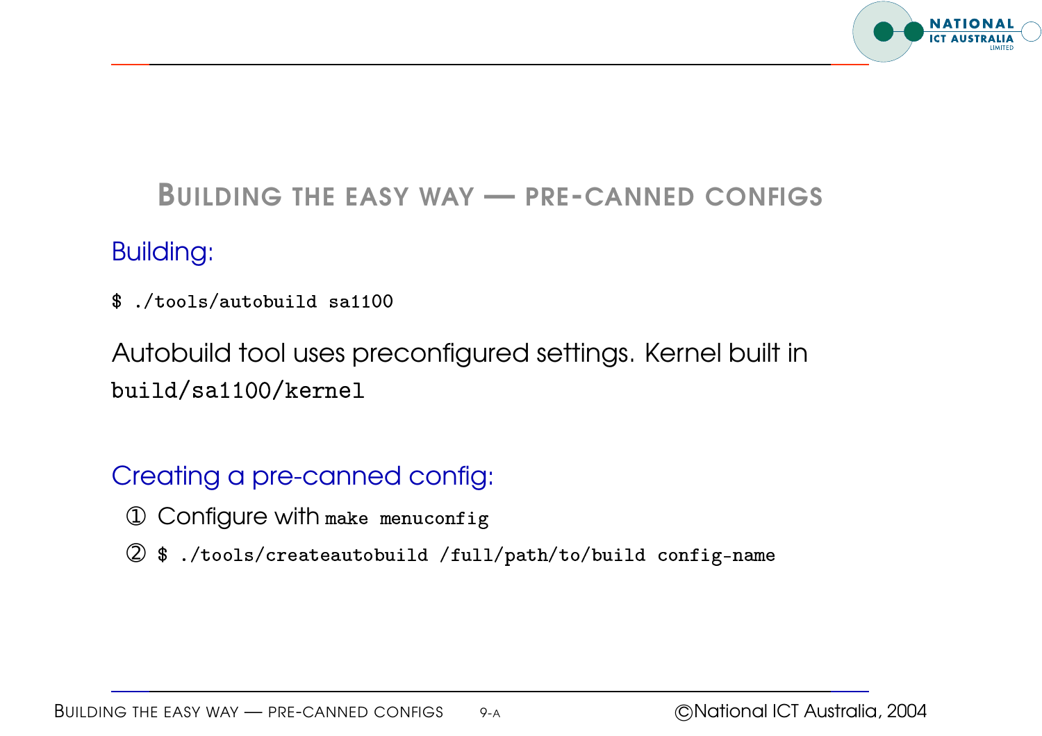# Building the easy way — pre-canned configs

## Building:

```
$ ./tools/autobuild sa1100
```

Autobuild tool uses preconfigured settings. Kernel built in `build/sa1100/kernel`

## Creating a pre-canned config:

① Configure with `make menuconfig`

② `$ ./tools/createautobuild /full/path/to/build config-name`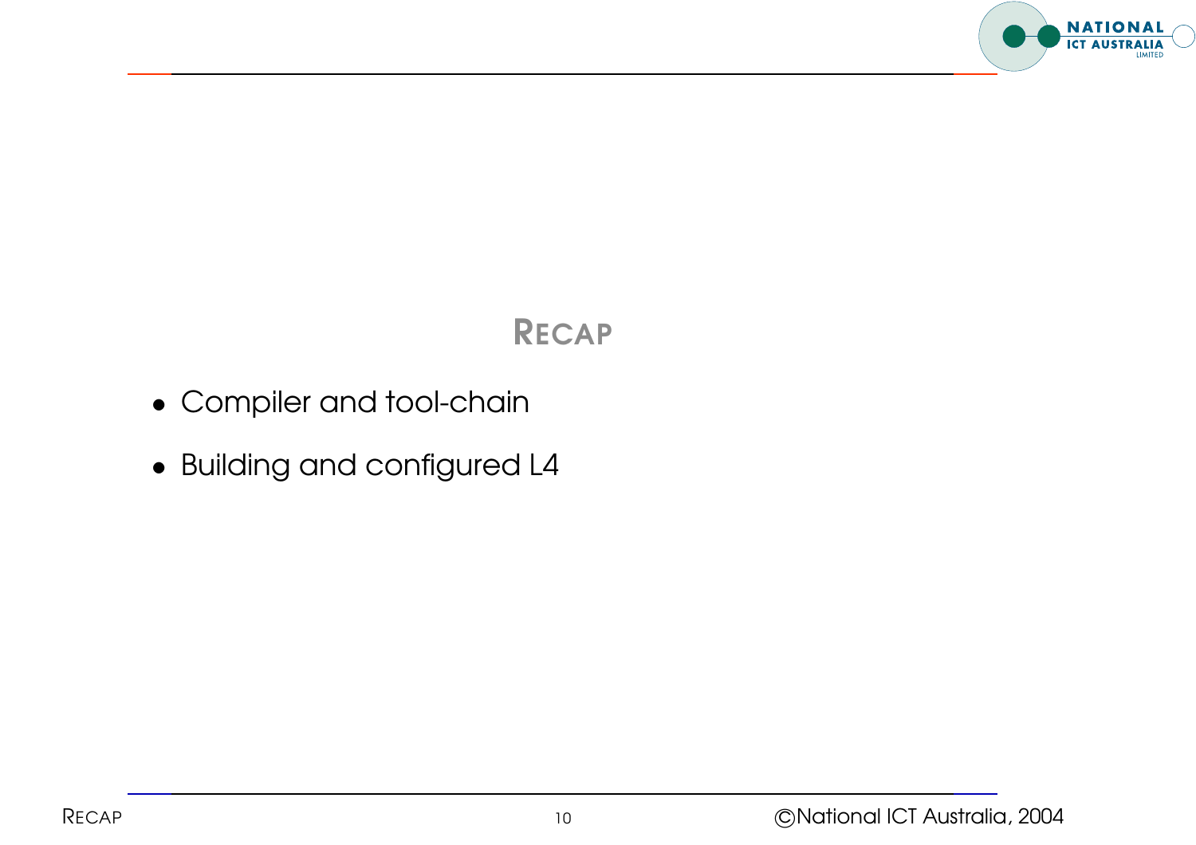# RECAP

- Compiler and tool-chain
- Building and configured L4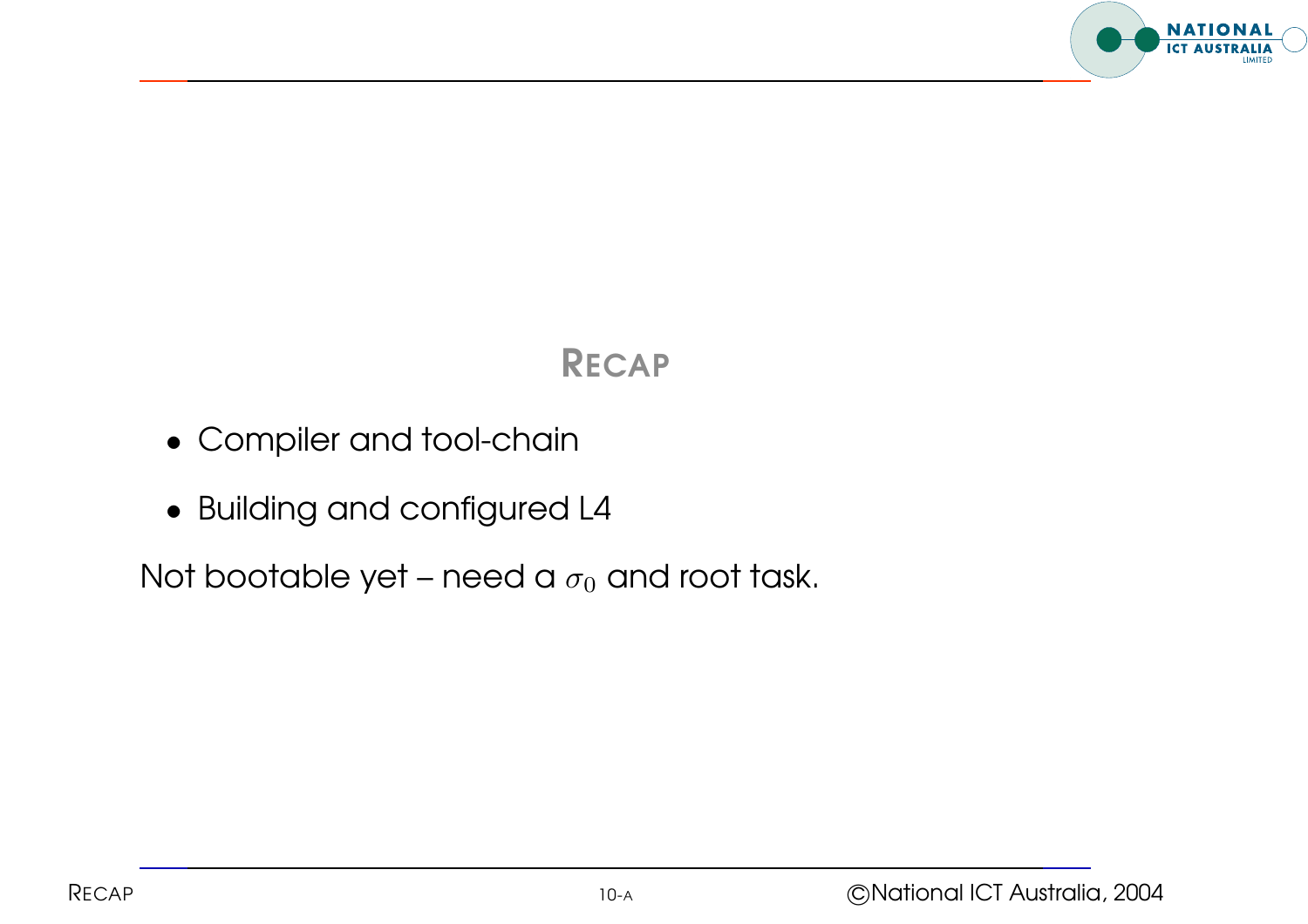# RECAP

- Compiler and tool-chain
- Building and configured L4

Not bootable yet – need a $\sigma_0$ and root task.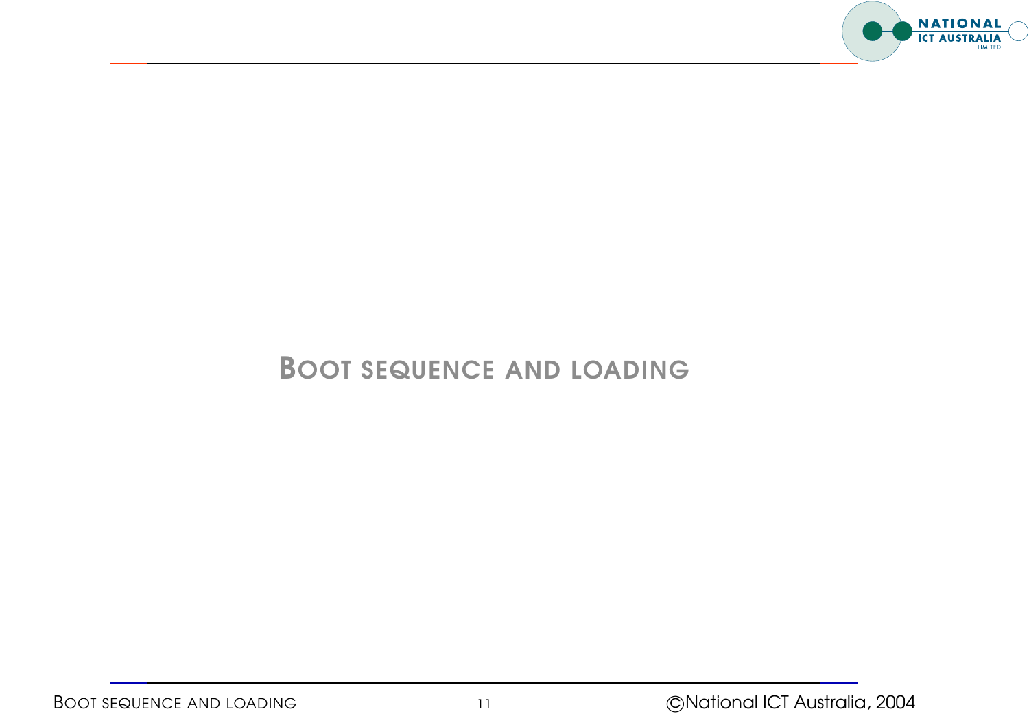# Boot sequence and loading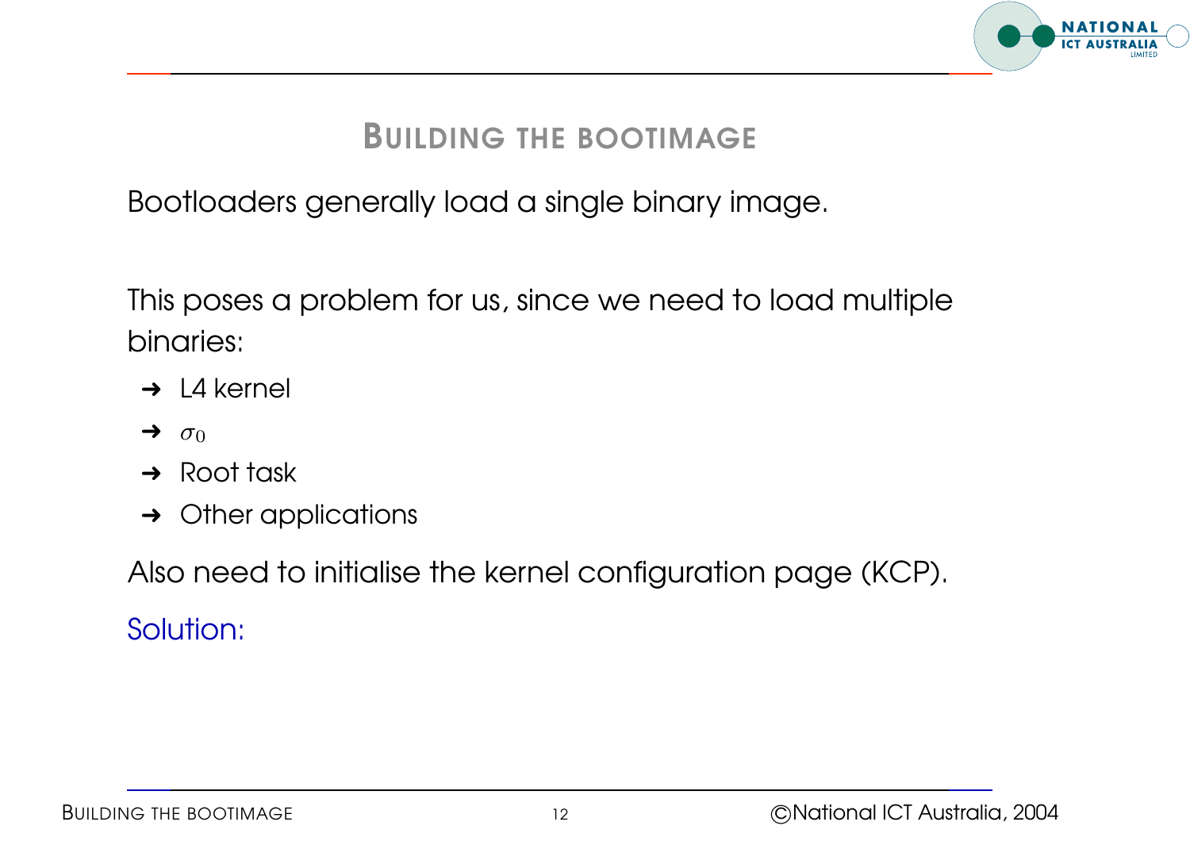# Building the bootimage

Bootloaders generally load a single binary image.

This poses a problem for us, since we need to load multiple binaries:

- L4 kernel
- $\sigma_0$
- Root task
- Other applications

Also need to initialise the kernel configuration page (KCP).

Solution: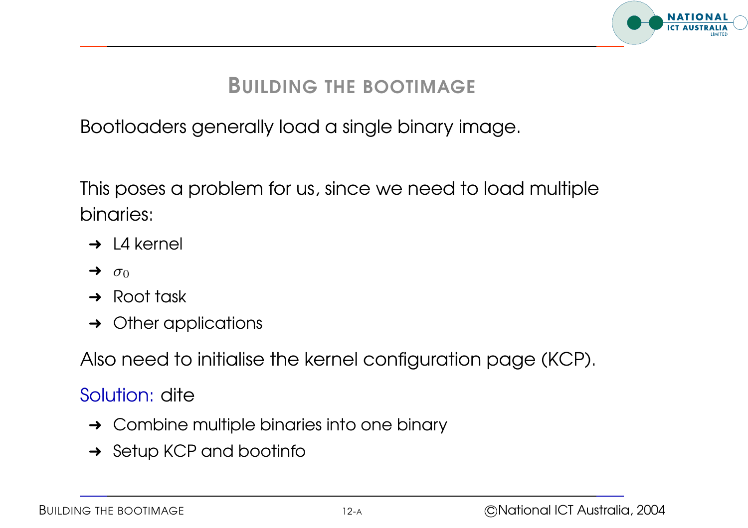# Building the Bootimage

Bootloaders generally load a single binary image.

This poses a problem for us, since we need to load multiple binaries:

- L4 kernel
- $\sigma_0$
- Root task
- Other applications

Also need to initialise the kernel configuration page (KCP).

Solution: dite

- Combine multiple binaries into one binary
- Setup KCP and bootinfo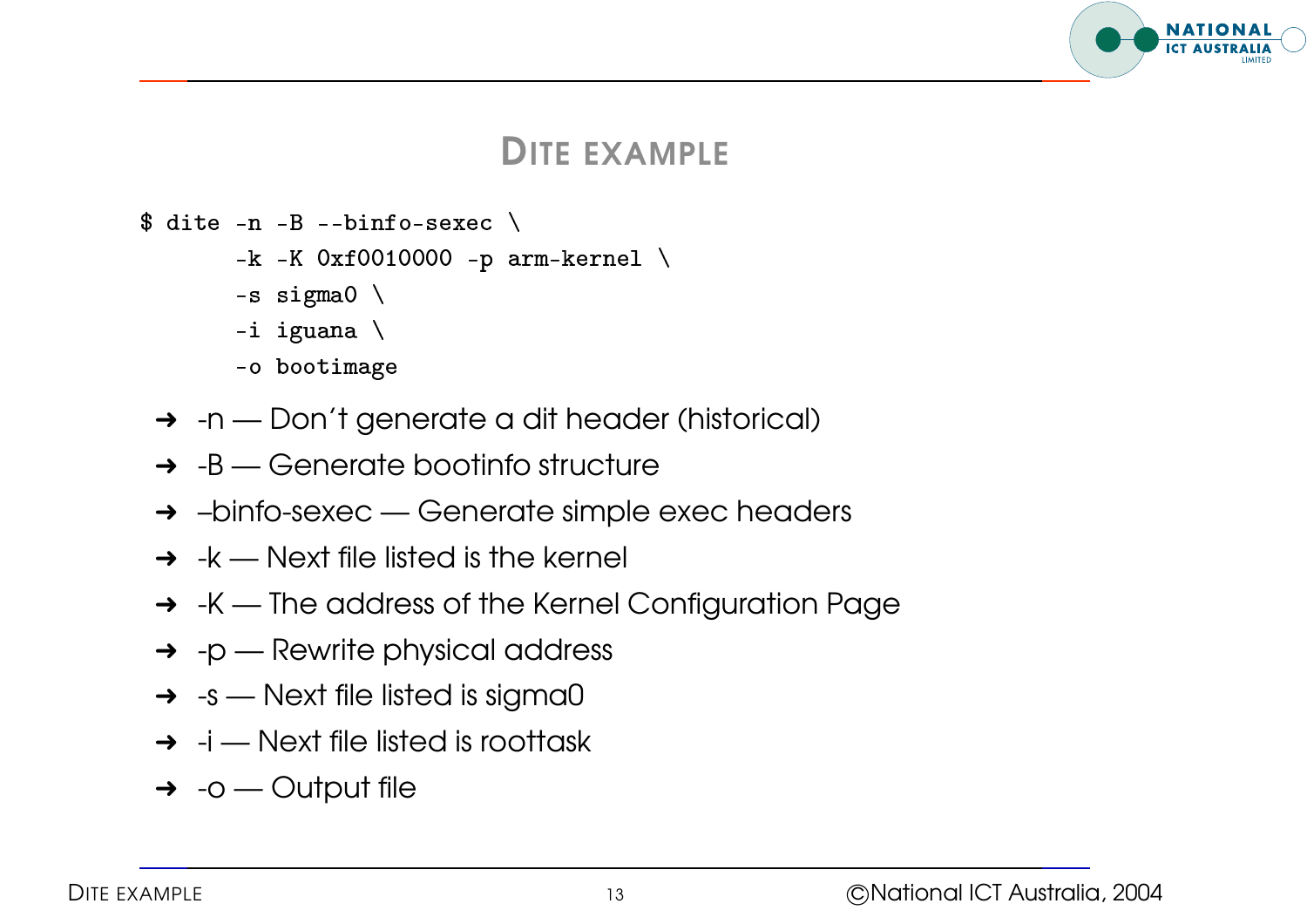# DITE EXAMPLE

```
$ dite -n -B --binfo-sexec \
      -k -K 0xf0010000 -p arm-kernel \
      -s sigma0 \
      -i iguana \
      -o bootimage
```

- -n — Don't generate a dit header (historical)
- -B — Generate bootinfo structure
- –binfo-sexec — Generate simple exec headers
- -k — Next file listed is the kernel
- -K — The address of the Kernel Configuration Page
- -p — Rewrite physical address
- -s — Next file listed is sigma0
- -i — Next file listed is roottask
- -o — Output file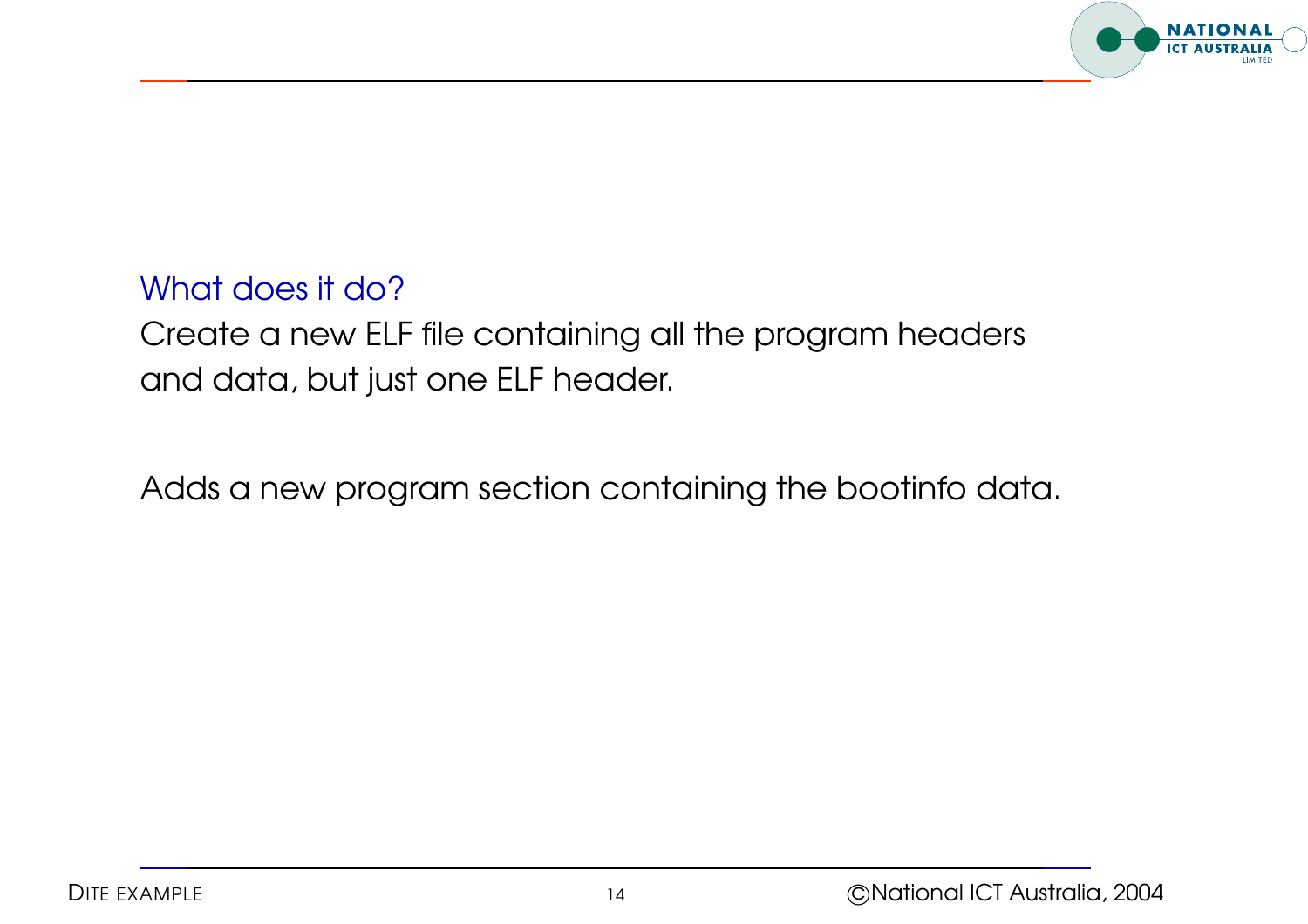### What does it do?

Create a new ELF file containing all the program headers and data, but just one ELF header.

Adds a new program section containing the bootinfo data.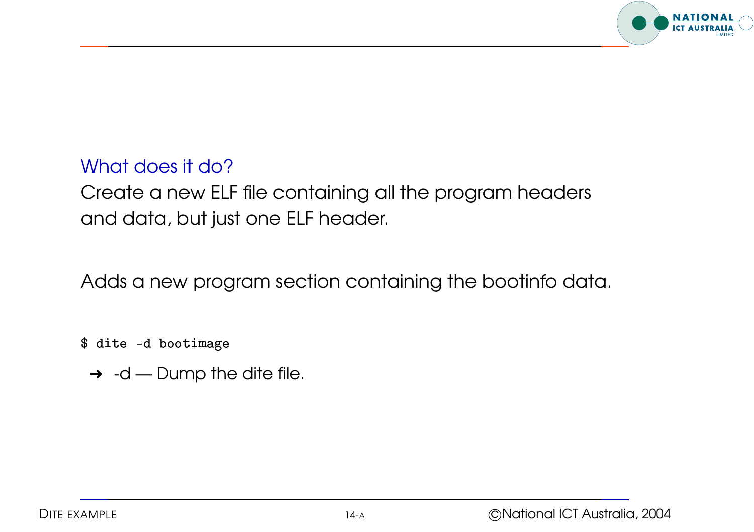## What does it do?

Create a new ELF file containing all the program headers and data, but just one ELF header.

Adds a new program section containing the bootinfo data.

```
$ dite -d bootimage
```

- -d — Dump the dite file.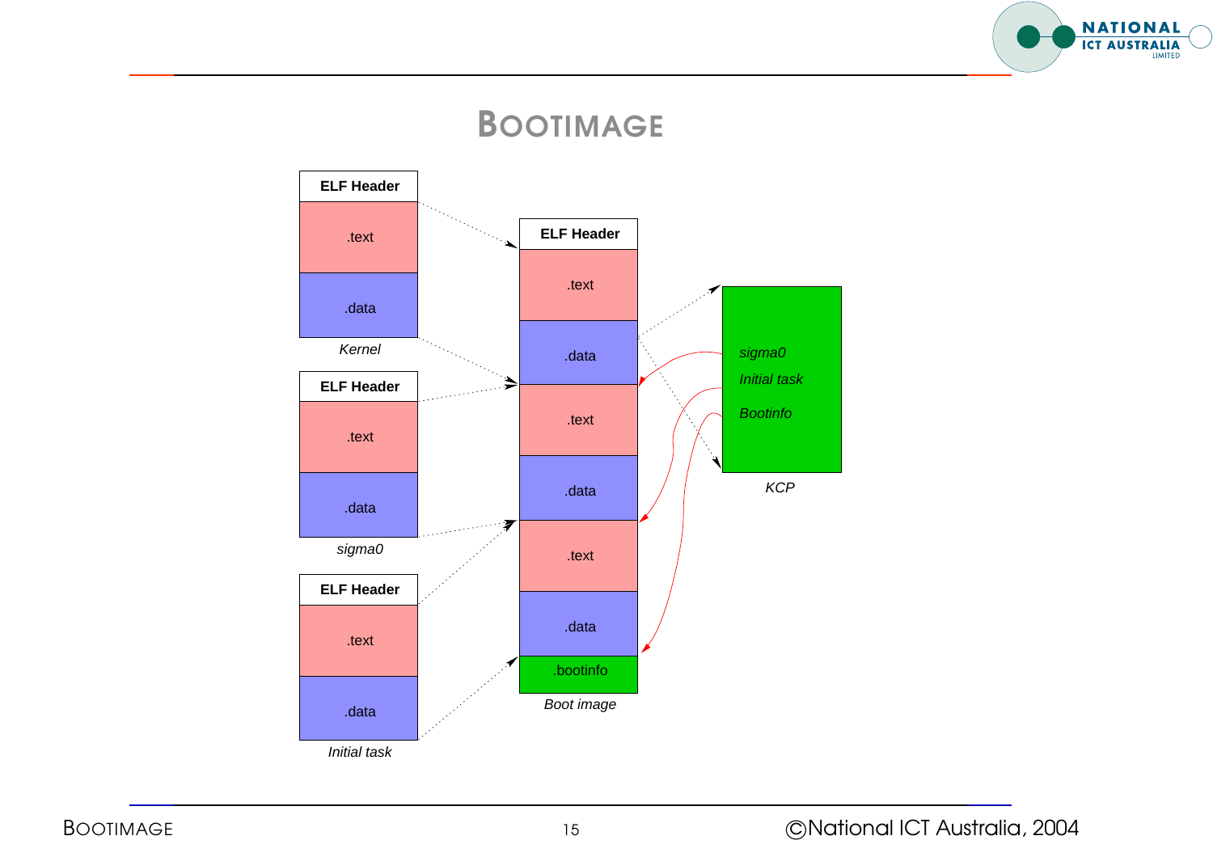# BOOTIMAGE

ELF Header

.text

.data

*Kernel*

ELF Header

.text

.data

*sigma0*

ELF Header

.text

.data

*Initial task*

ELF Header

.text

.data

.text

.data

.text

.data

.bootinfo

*Boot image*

*sigma0*

*Initial task*

*Bootinfo*

*KCP*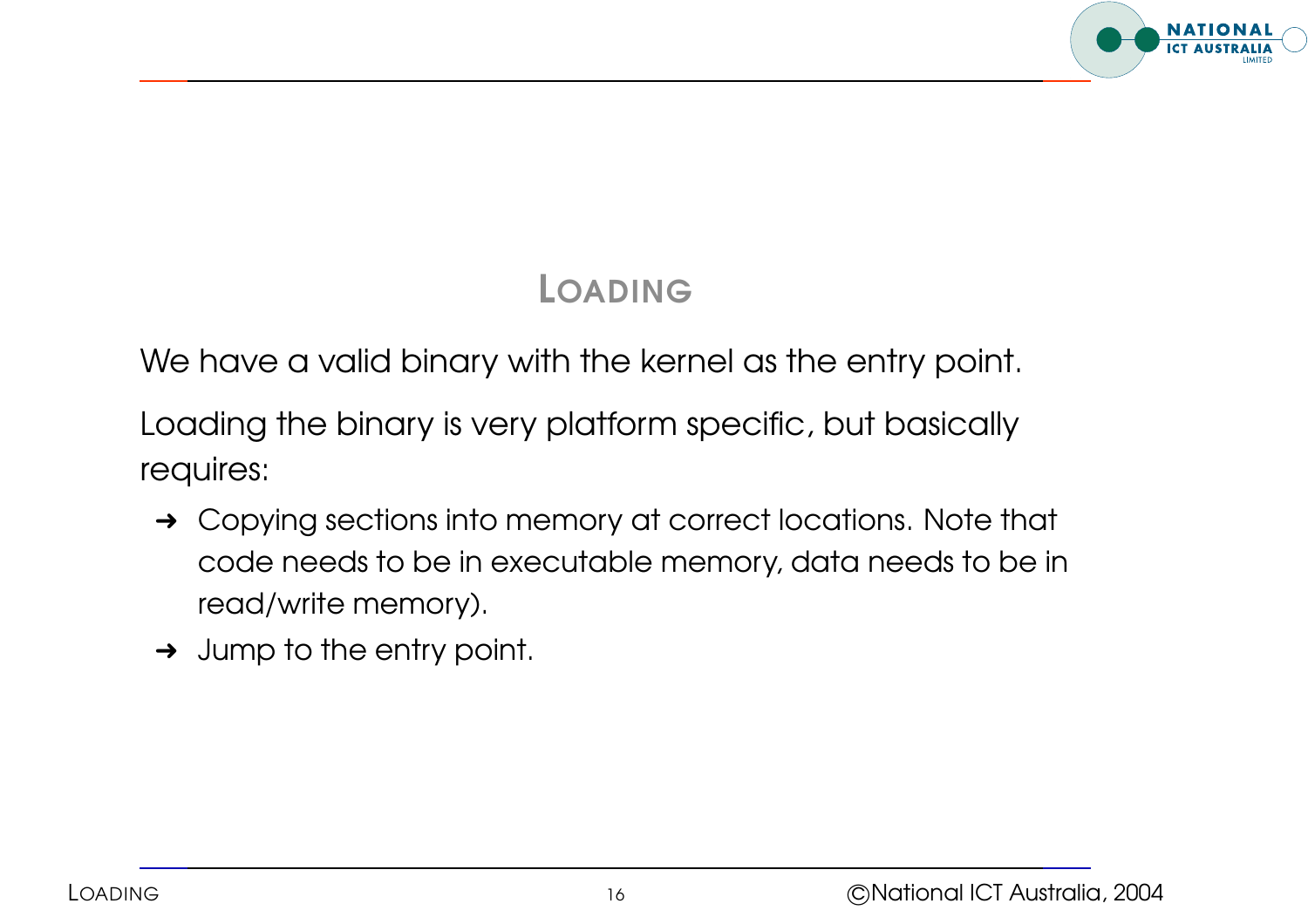# LOADING

We have a valid binary with the kernel as the entry point.

Loading the binary is very platform specific, but basically requires:

- ➜ Copying sections into memory at correct locations. Note that code needs to be in executable memory, data needs to be in read/write memory).
- ➜ Jump to the entry point.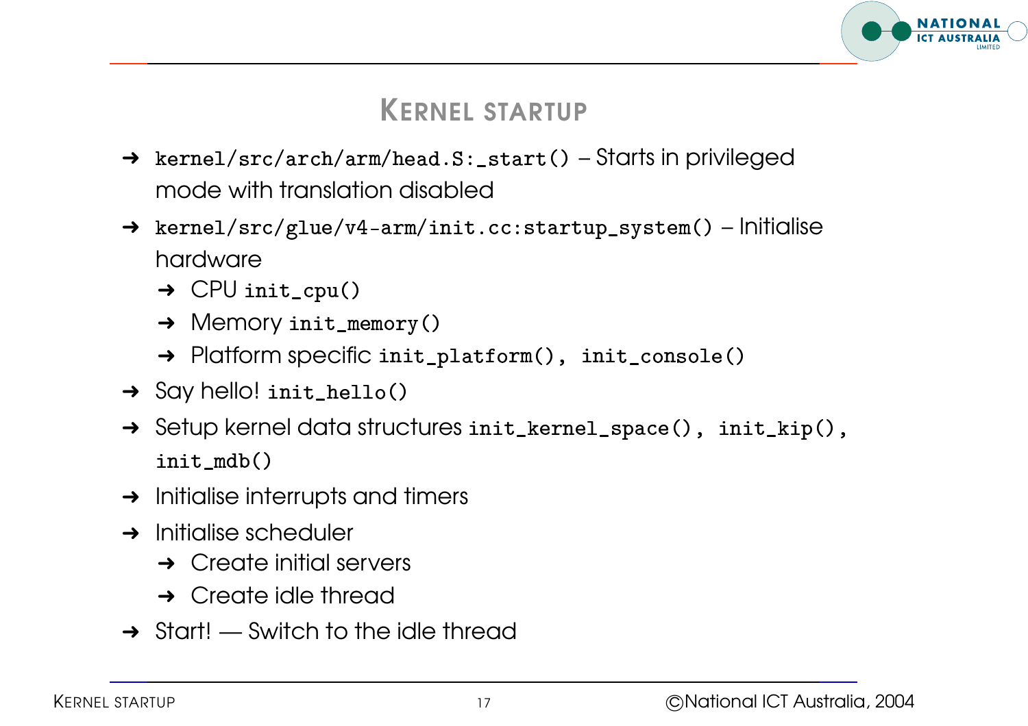# KERNEL STARTUP

- `kernel/src/arch/arm/head.S:_start()` – Starts in privileged mode with translation disabled
- `kernel/src/glue/v4-arm/init.cc:startup_system()` – Initialise hardware
  - CPU `init_cpu()`
  - Memory `init_memory()`
  - Platform specific `init_platform()`, `init_console()`
- Say hello! `init_hello()`
- Setup kernel data structures `init_kernel_space()`, `init_kip()`, `init_mdb()`
- Initialise interrupts and timers
- Initialise scheduler
  - Create initial servers
  - Create idle thread
- Start! — Switch to the idle thread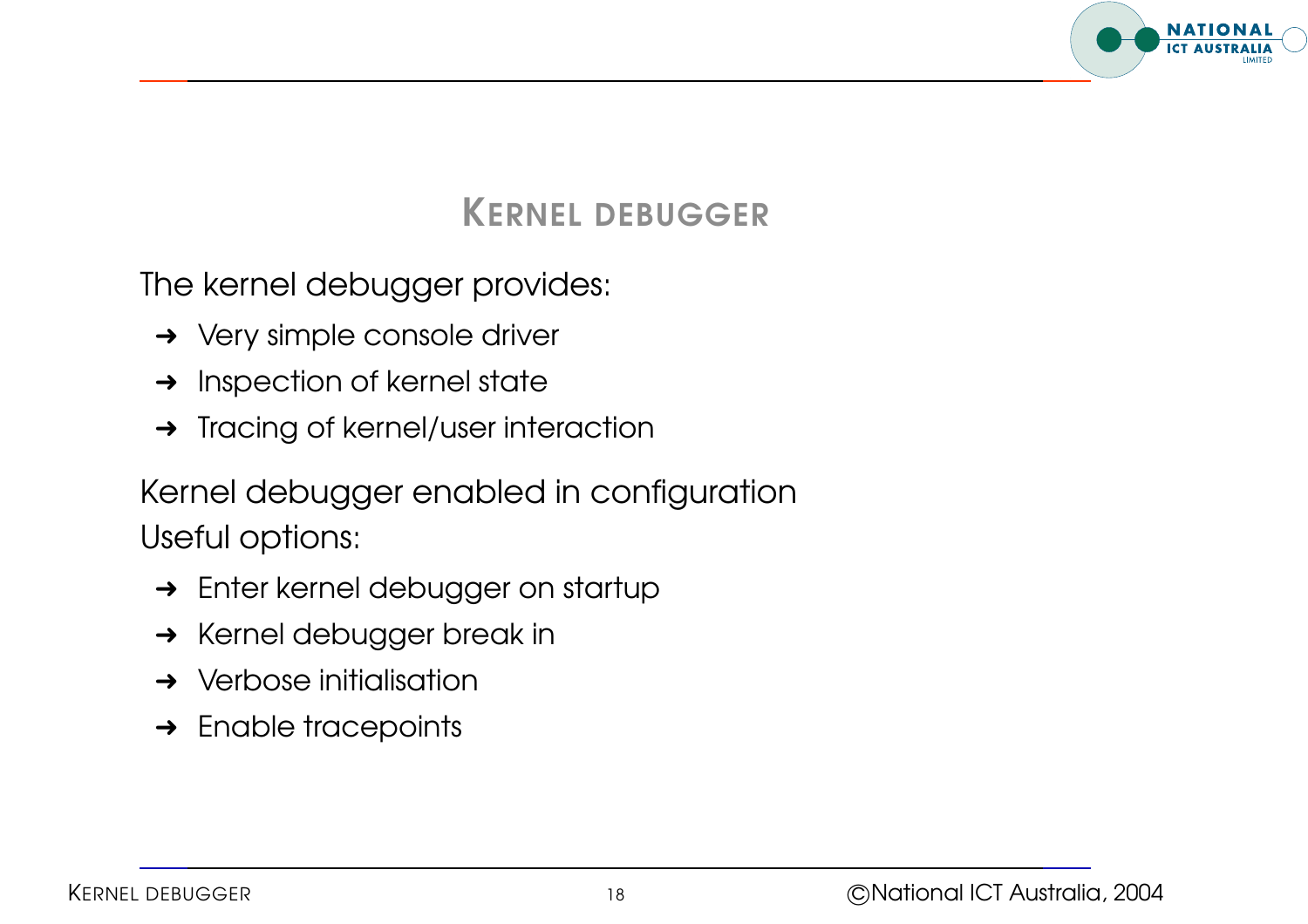# KERNEL DEBUGGER

The kernel debugger provides:

- Very simple console driver
- Inspection of kernel state
- Tracing of kernel/user interaction

Kernel debugger enabled in configuration

Useful options:

- Enter kernel debugger on startup
- Kernel debugger break in
- Verbose initialisation
- Enable tracepoints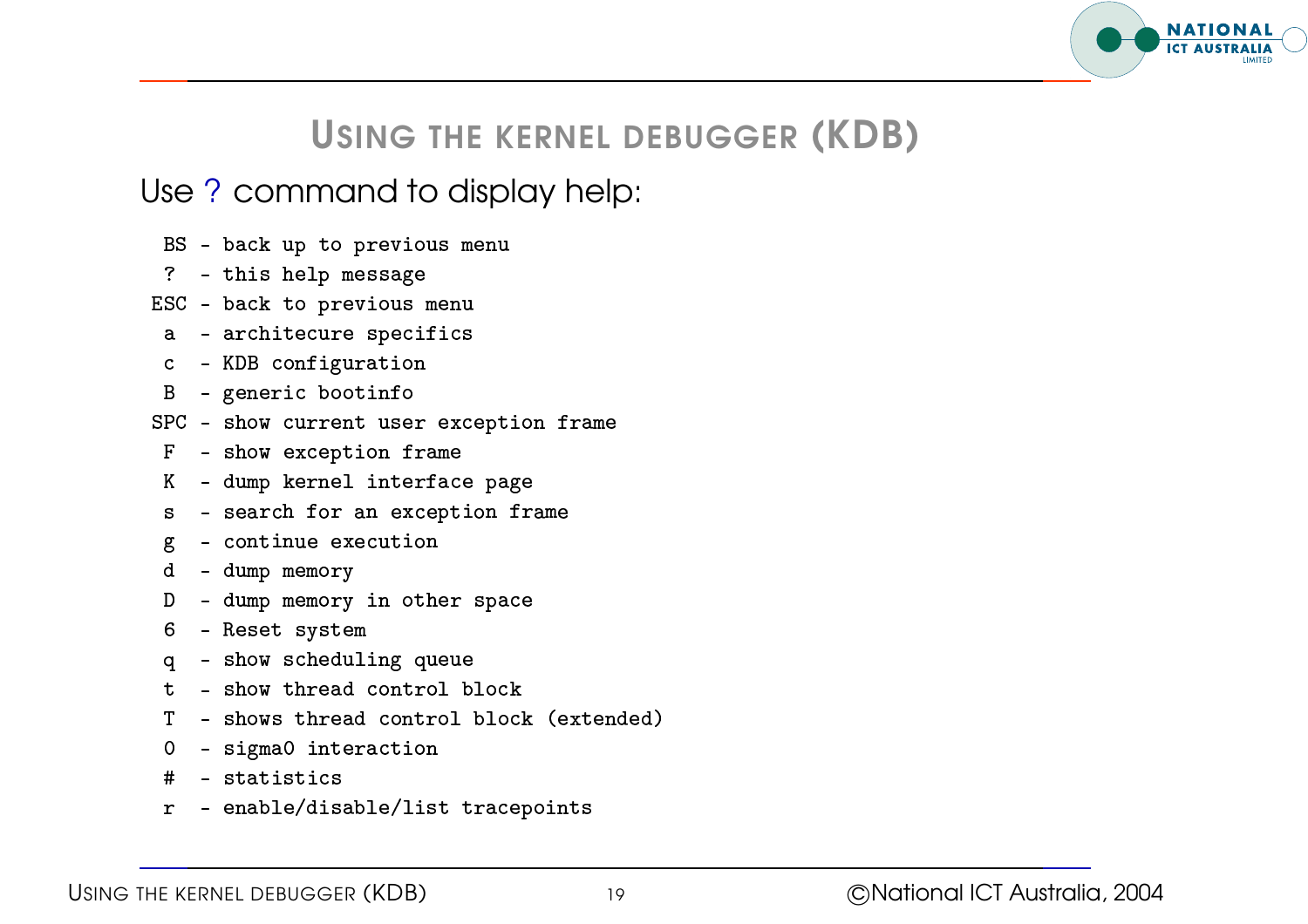# Using the kernel debugger (KDB)

Use ? command to display help:

```
 BS - back up to previous menu
 ?  - this help message
ESC - back to previous menu
 a  - architecure specifics
 c  - KDB configuration
 B  - generic bootinfo
SPC - show current user exception frame
 F  - show exception frame
 K  - dump kernel interface page
 s  - search for an exception frame
 g  - continue execution
 d  - dump memory
 D  - dump memory in other space
 6  - Reset system
 q  - show scheduling queue
 t  - show thread control block
 T  - shows thread control block (extended)
 0  - sigma0 interaction
 #  - statistics
 r  - enable/disable/list tracepoints
```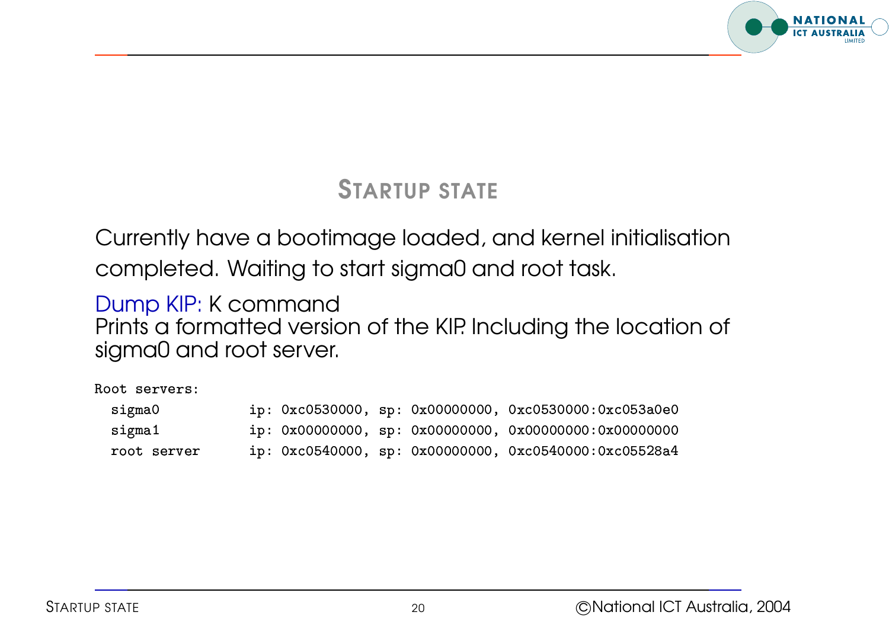# STARTUP STATE

Currently have a bootimage loaded, and kernel initialisation completed. Waiting to start sigma0 and root task.

Dump KIP: K command
Prints a formatted version of the KIP. Including the location of sigma0 and root server.

```
Root servers:
  sigma0         ip: 0xc0530000, sp: 0x00000000, 0xc0530000:0xc053a0e0
  sigma1         ip: 0x00000000, sp: 0x00000000, 0x00000000:0x00000000
  root server    ip: 0xc0540000, sp: 0x00000000, 0xc0540000:0xc05528a4
```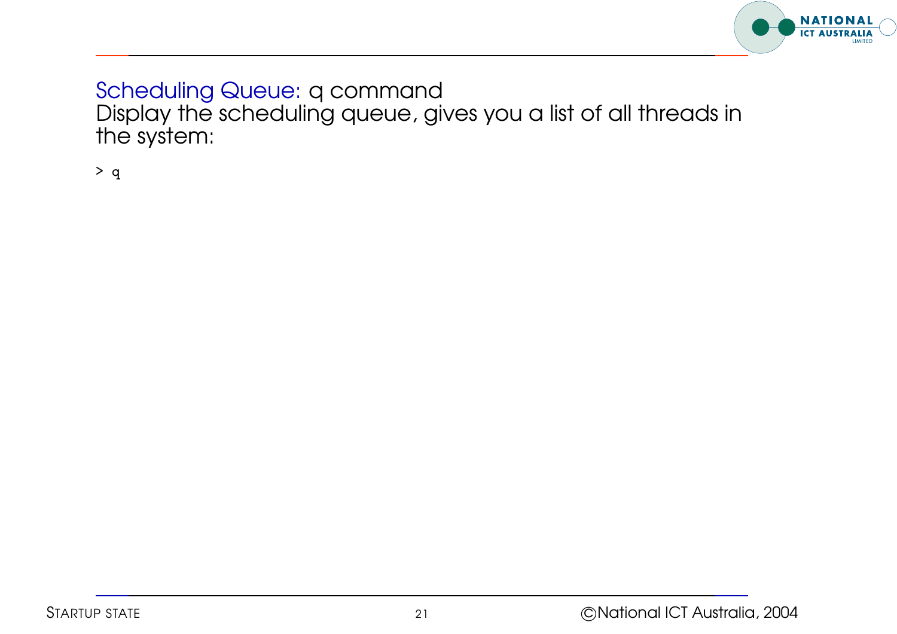## Scheduling Queue: q command

Display the scheduling queue, gives you a list of all threads in the system:

```
> q
```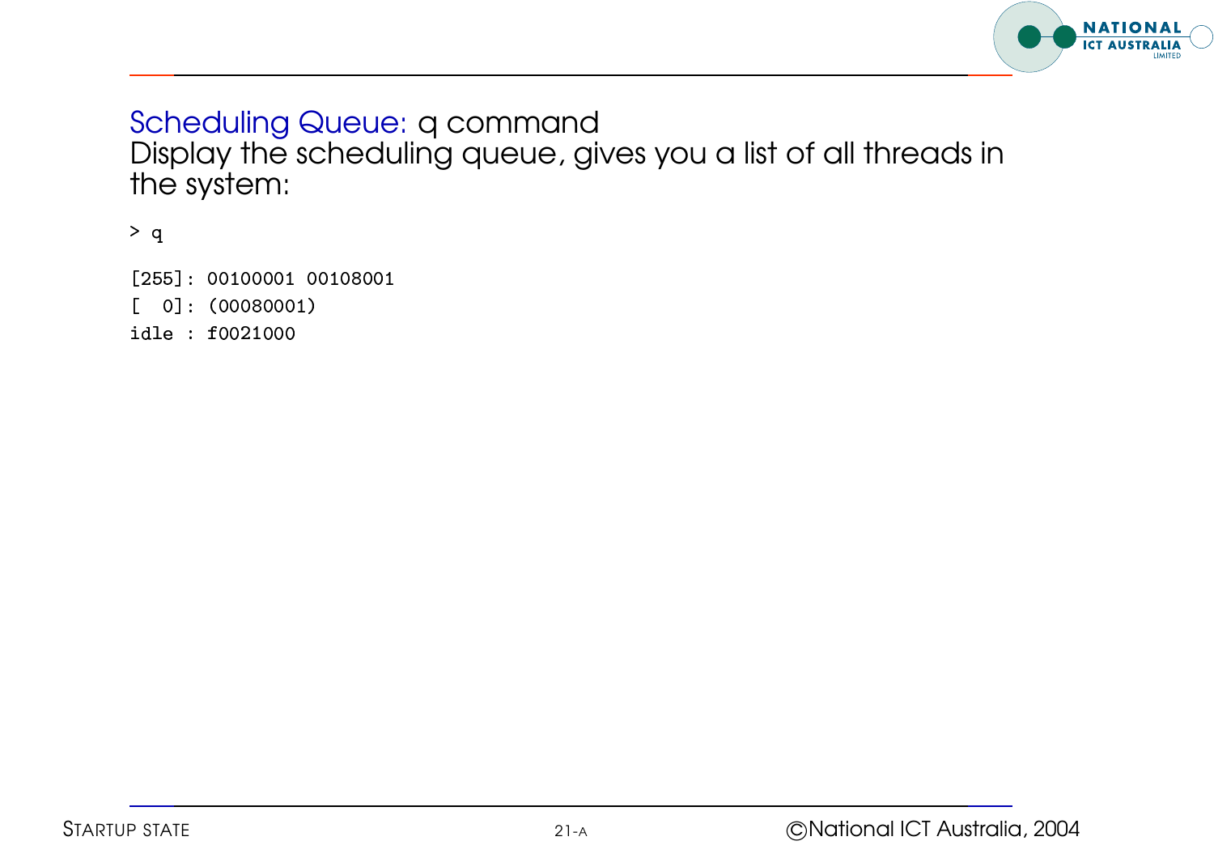## Scheduling Queue: q command

Display the scheduling queue, gives you a list of all threads in the system:

```
> q

[255]: 00100001 00108001
[  0]: (00080001)
idle : f0021000
```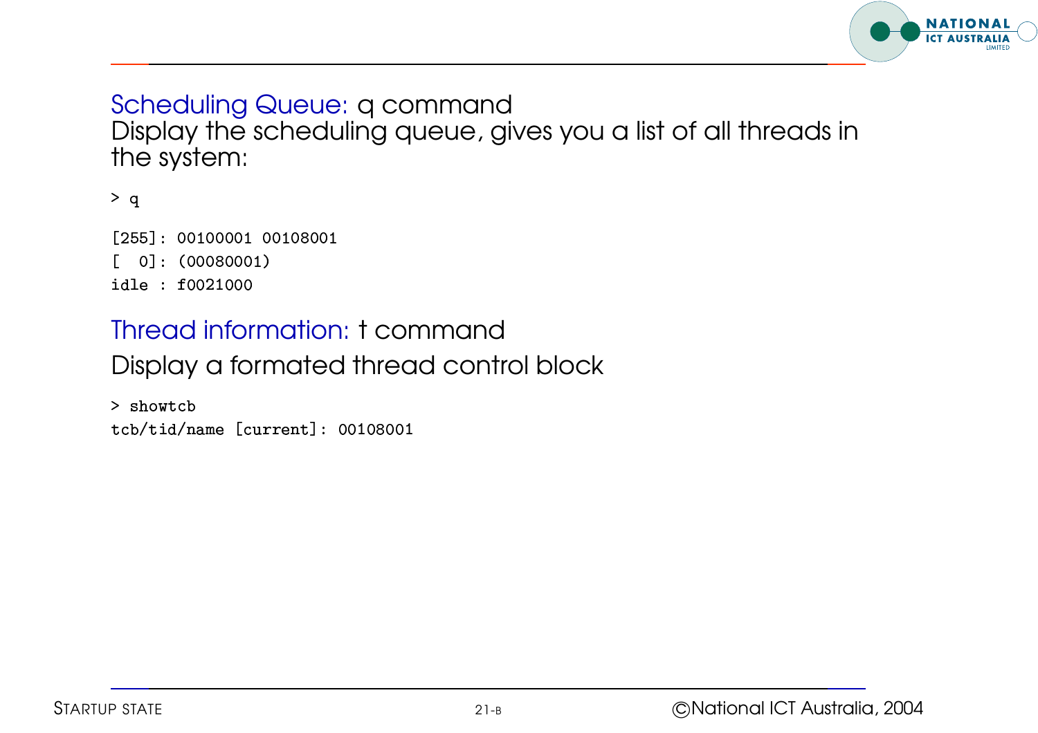## Scheduling Queue: q command

Display the scheduling queue, gives you a list of all threads in the system:

```
> q

[255]: 00100001 00108001
[  0]: (00080001)
idle : f0021000
```

## Thread information: t command

Display a formated thread control block

```
> showtcb
tcb/tid/name [current]: 00108001
```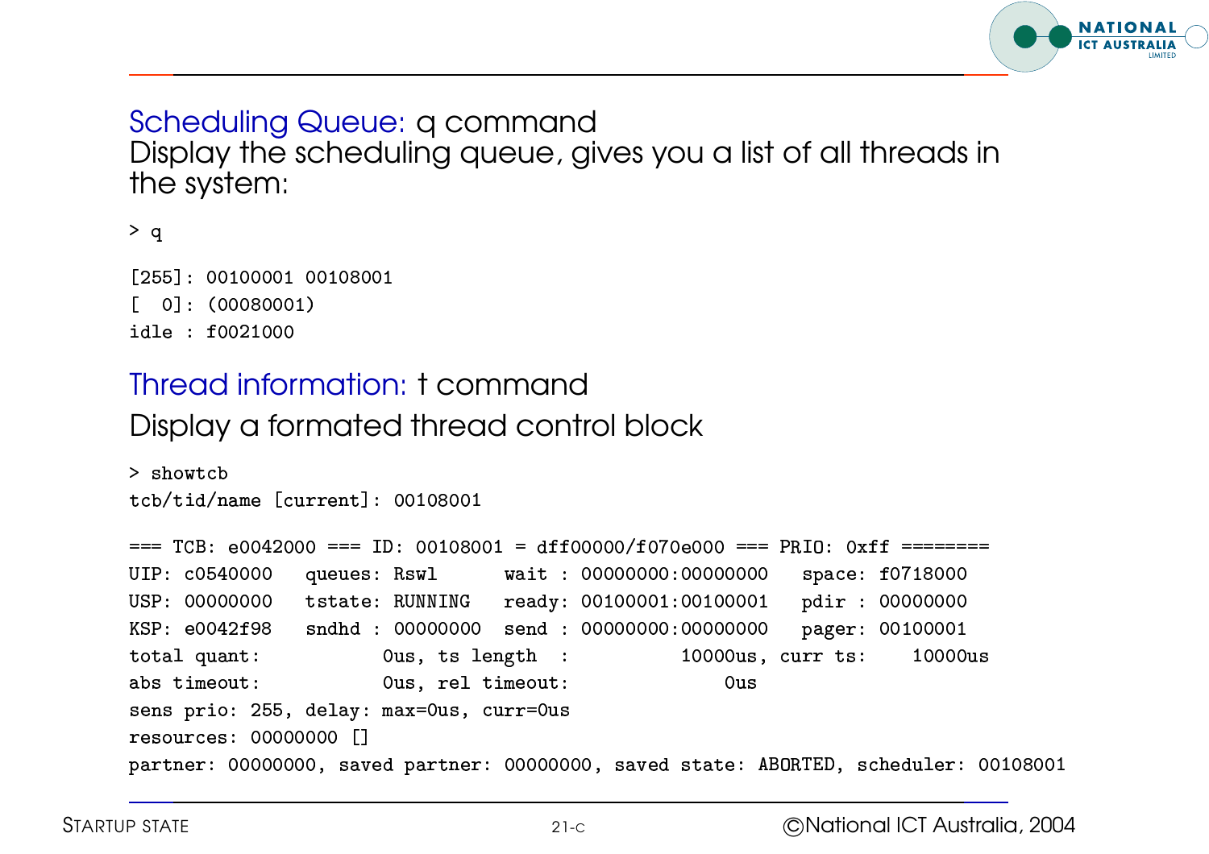## Scheduling Queue: q command

Display the scheduling queue, gives you a list of all threads in the system:

```
> q

[255]: 00100001 00108001
[  0]: (00080001)
idle : f0021000
```

## Thread information: t command

Display a formated thread control block

```
> showtcb
tcb/tid/name [current]: 00108001

=== TCB: e0042000 === ID: 00108001 = dff00000/f070e000 === PRIO: 0xff ========
UIP: c0540000   queues: Rswl      wait : 00000000:00000000   space: f0718000
USP: 00000000   tstate: RUNNING   ready: 00100001:00100001   pdir : 00000000
KSP: e0042f98   sndhd : 00000000  send : 00000000:00000000   pager: 00100001
total quant:          0us, ts length  :         10000us, curr ts:    10000us
abs timeout:          0us, rel timeout:             0us
sens prio: 255, delay: max=0us, curr=0us
resources: 00000000 []
partner: 00000000, saved partner: 00000000, saved state: ABORTED, scheduler: 00108001
```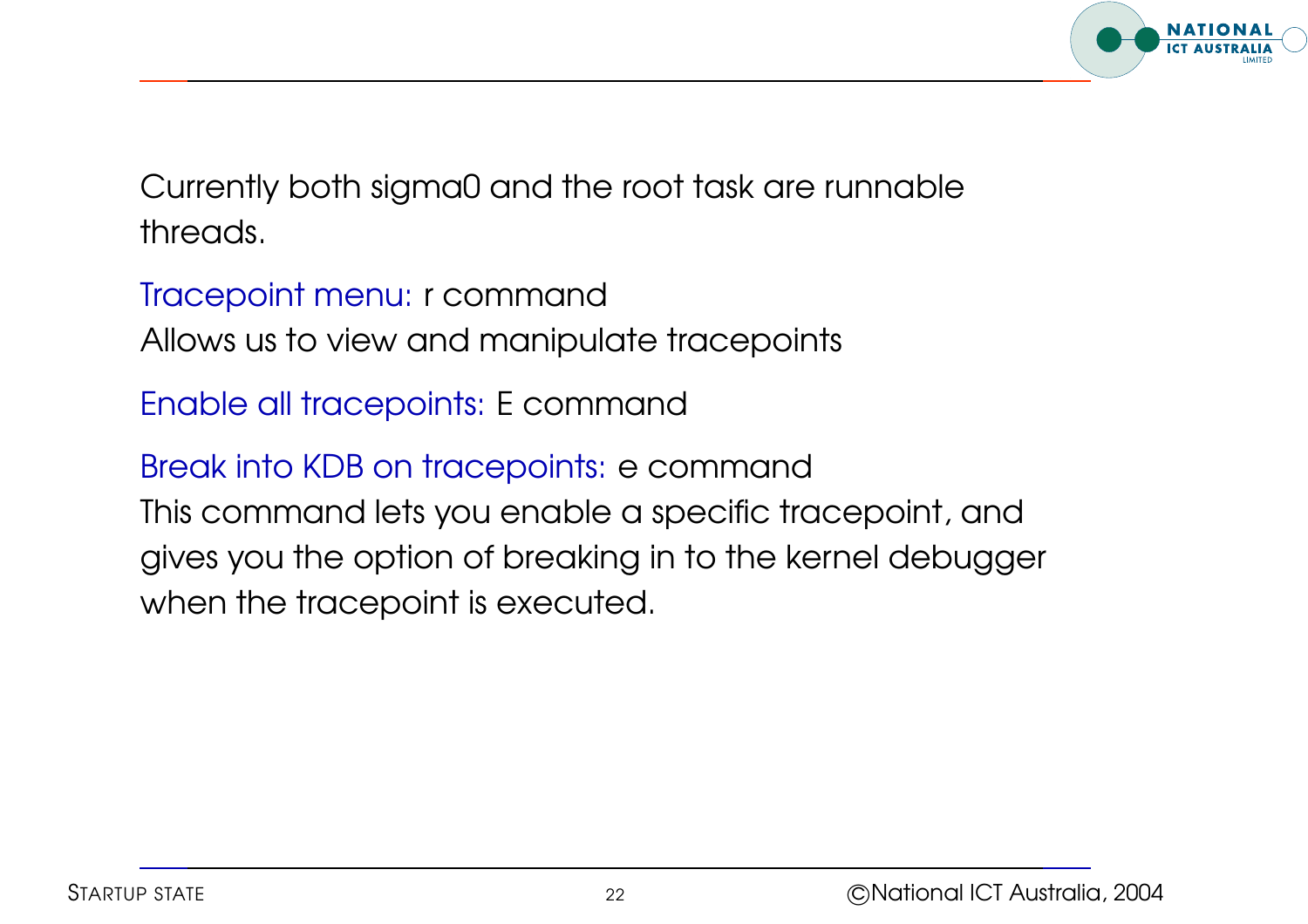Currently both sigma0 and the root task are runnable threads.

Tracepoint menu: r command
Allows us to view and manipulate tracepoints

Enable all tracepoints: E command

Break into KDB on tracepoints: e command
This command lets you enable a specific tracepoint, and gives you the option of breaking in to the kernel debugger when the tracepoint is executed.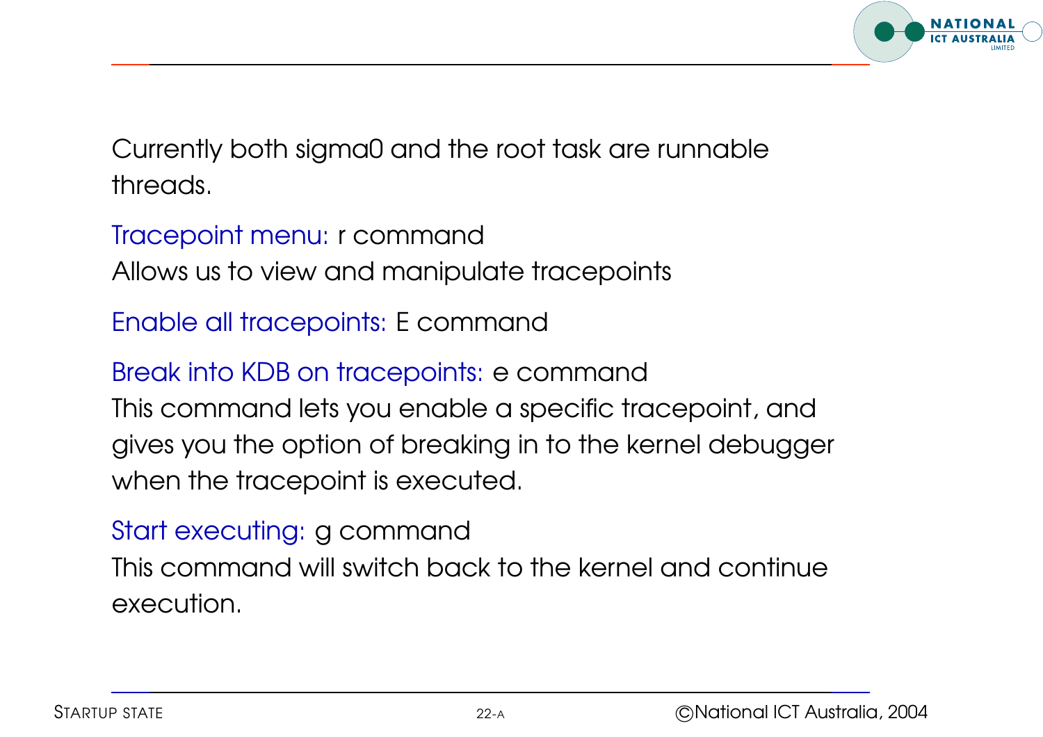Currently both sigma0 and the root task are runnable threads.

Tracepoint menu: r command
Allows us to view and manipulate tracepoints

Enable all tracepoints: E command

Break into KDB on tracepoints: e command
This command lets you enable a specific tracepoint, and gives you the option of breaking in to the kernel debugger when the tracepoint is executed.

Start executing: g command
This command will switch back to the kernel and continue execution.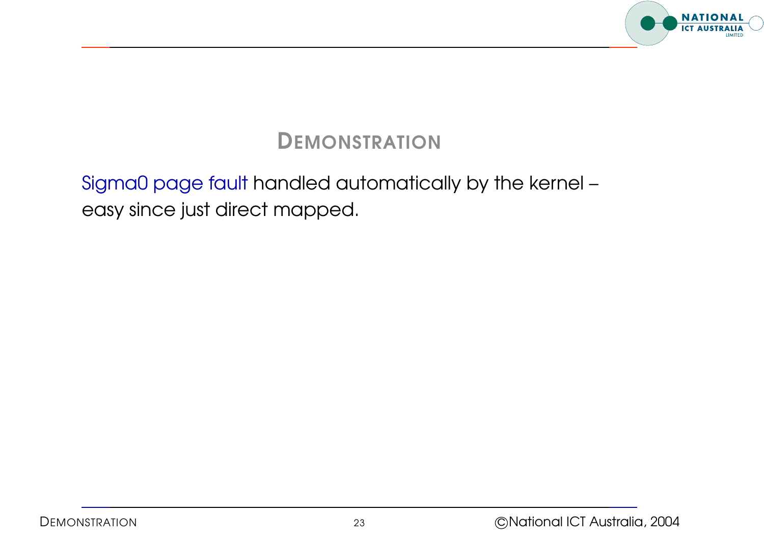# Demonstration

Sigma0 page fault handled automatically by the kernel – easy since just direct mapped.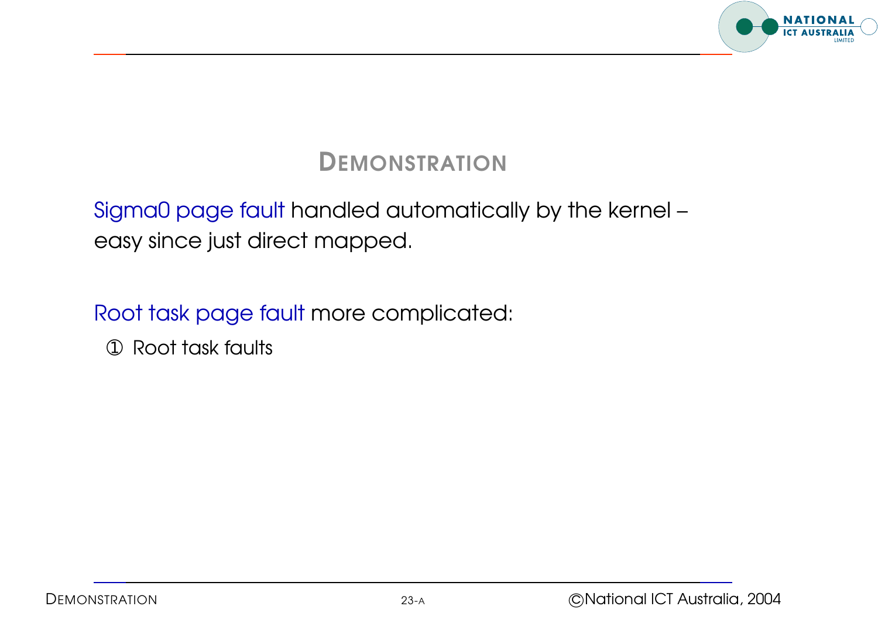# Demonstration

Sigma0 page fault handled automatically by the kernel – easy since just direct mapped.

Root task page fault more complicated:

① Root task faults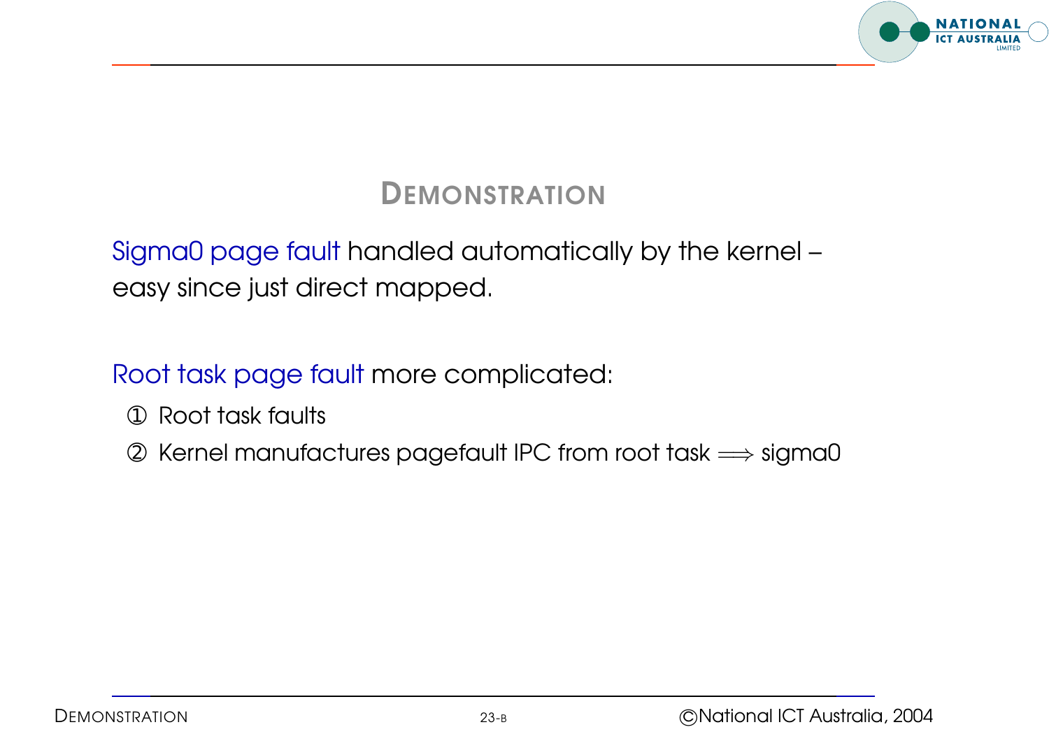# DEMONSTRATION

Sigma0 page fault handled automatically by the kernel – easy since just direct mapped.

Root task page fault more complicated:

① Root task faults

② Kernel manufactures pagefault IPC from root task $\Longrightarrow$ sigma0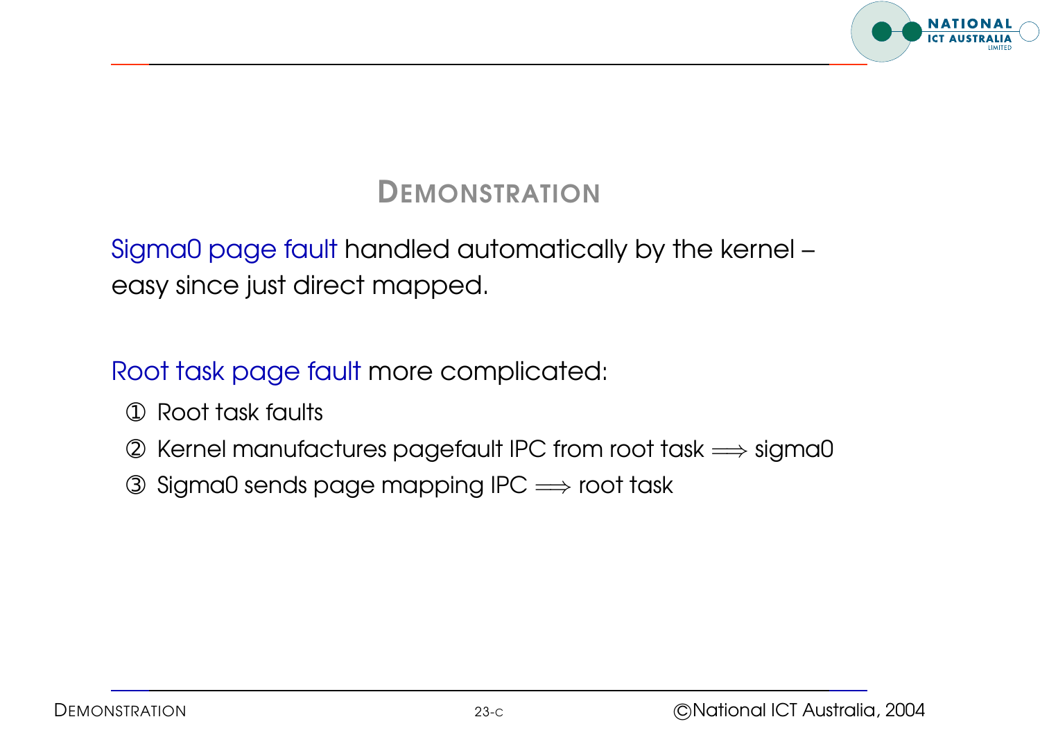# Demonstration

Sigma0 page fault handled automatically by the kernel – easy since just direct mapped.

Root task page fault more complicated:

① Root task faults

② Kernel manufactures pagefault IPC from root task $\Longrightarrow$ sigma0

③ Sigma0 sends page mapping IPC $\Longrightarrow$ root task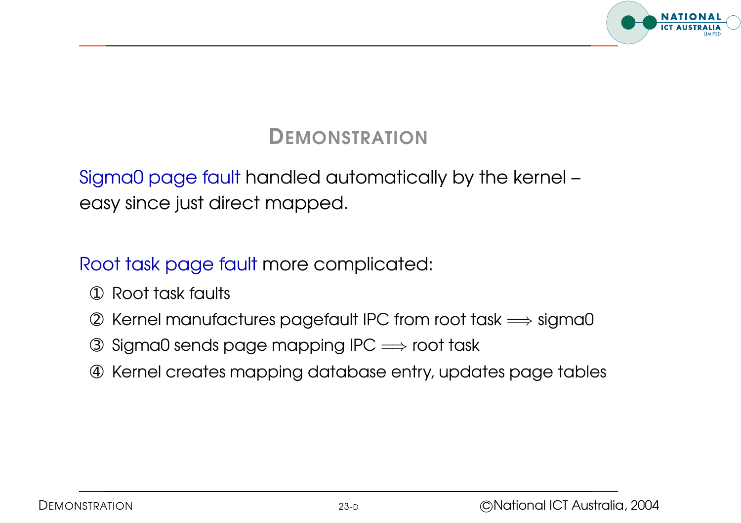# DEMONSTRATION

Sigma0 page fault handled automatically by the kernel – easy since just direct mapped.

Root task page fault more complicated:

① Root task faults

② Kernel manufactures pagefault IPC from root task $\Longrightarrow$ sigma0

③ Sigma0 sends page mapping IPC $\Longrightarrow$ root task

④ Kernel creates mapping database entry, updates page tables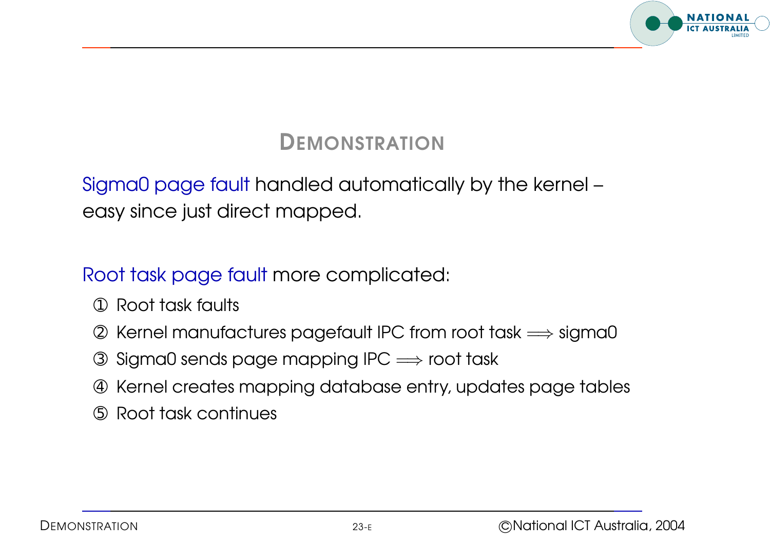# Demonstration

Sigma0 page fault handled automatically by the kernel – easy since just direct mapped.

Root task page fault more complicated:

1. Root task faults
2. Kernel manufactures pagefault IPC from root task $\Longrightarrow$ sigma0
3. Sigma0 sends page mapping IPC $\Longrightarrow$ root task
4. Kernel creates mapping database entry, updates page tables
5. Root task continues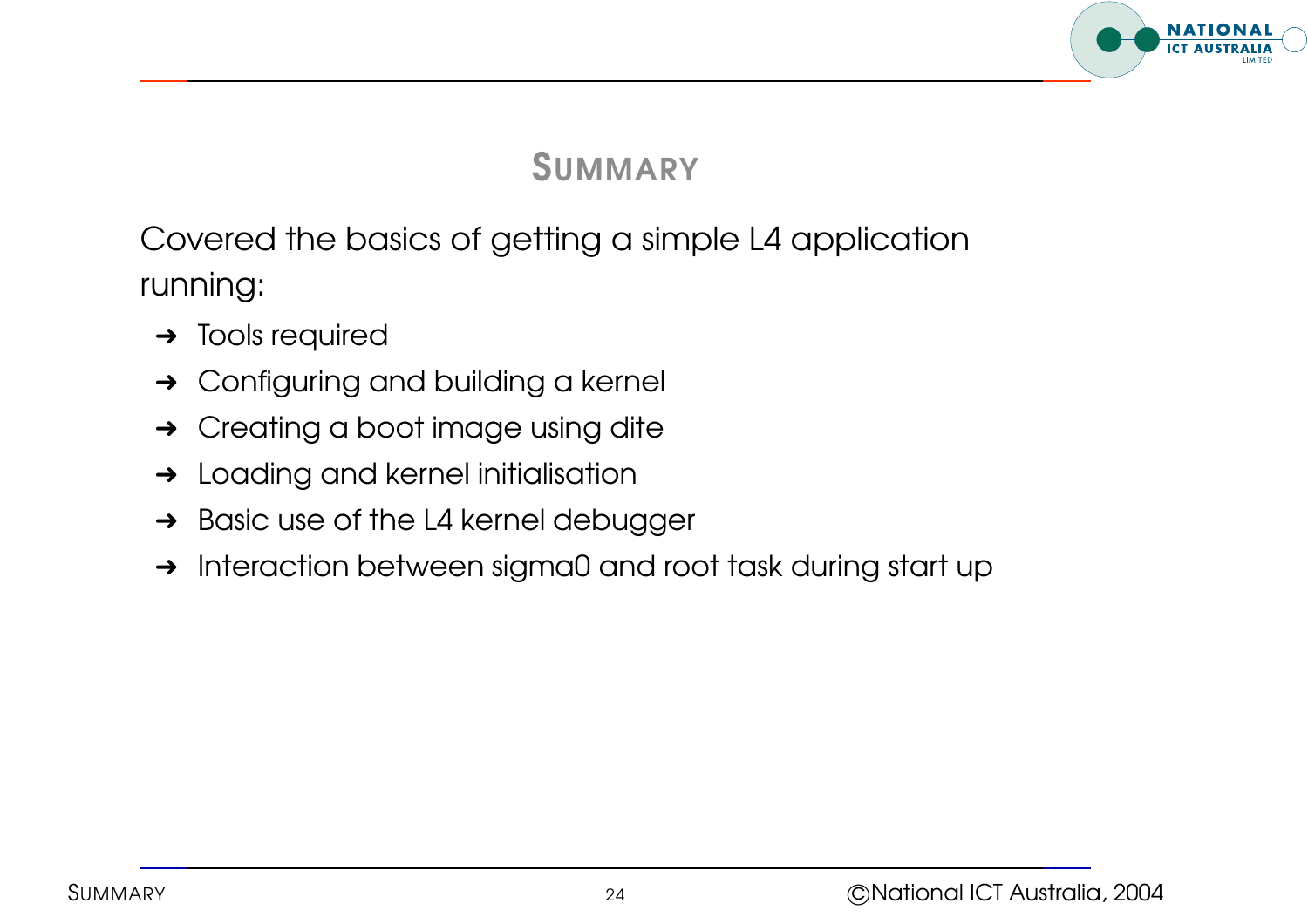# SUMMARY

Covered the basics of getting a simple L4 application running:

- Tools required
- Configuring and building a kernel
- Creating a boot image using dite
- Loading and kernel initialisation
- Basic use of the L4 kernel debugger
- Interaction between sigma0 and root task during start up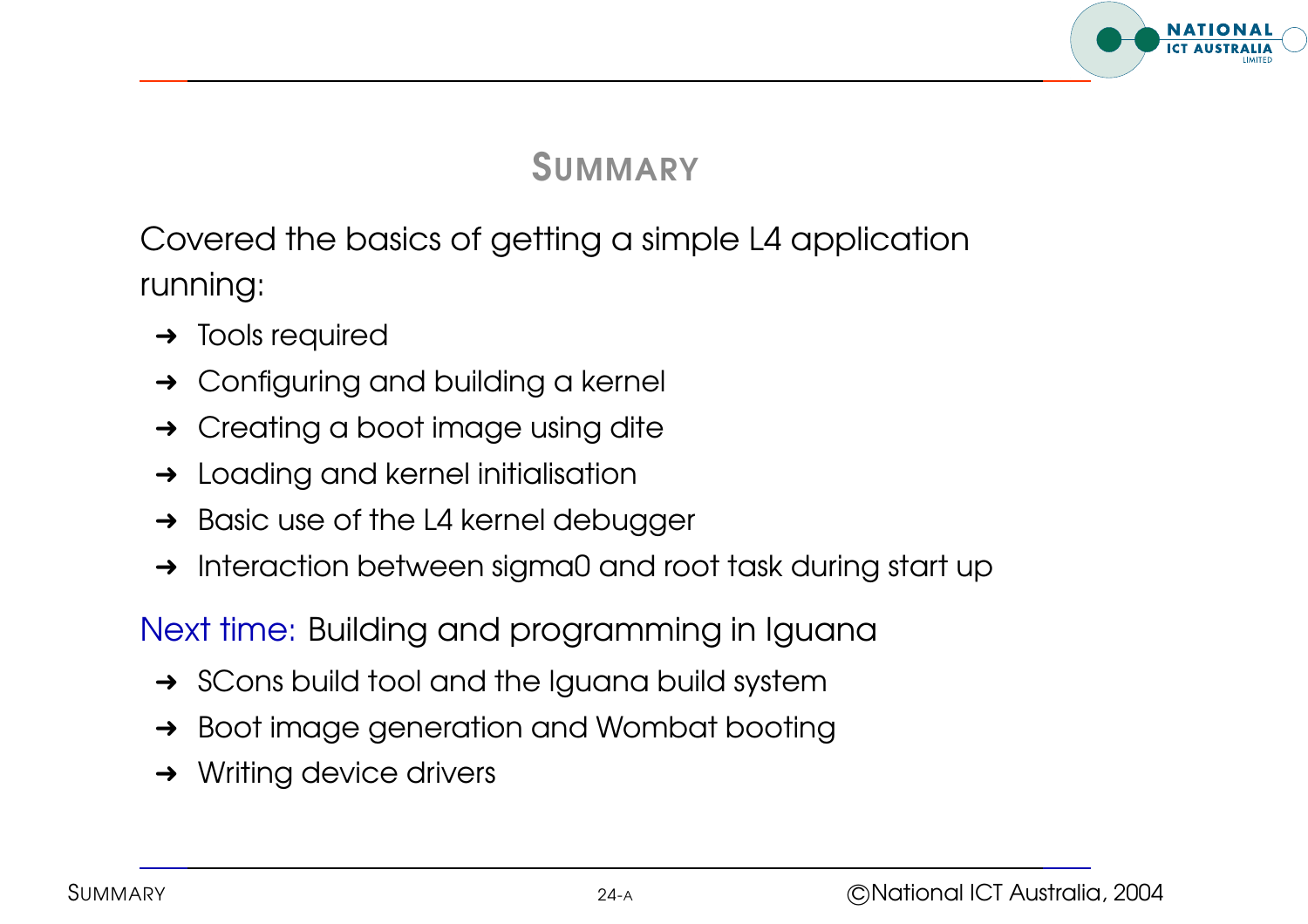# Summary

Covered the basics of getting a simple L4 application running:

- Tools required
- Configuring and building a kernel
- Creating a boot image using dite
- Loading and kernel initialisation
- Basic use of the L4 kernel debugger
- Interaction between sigma0 and root task during start up

Next time: Building and programming in Iguana

- SCons build tool and the Iguana build system
- Boot image generation and Wombat booting
- Writing device drivers